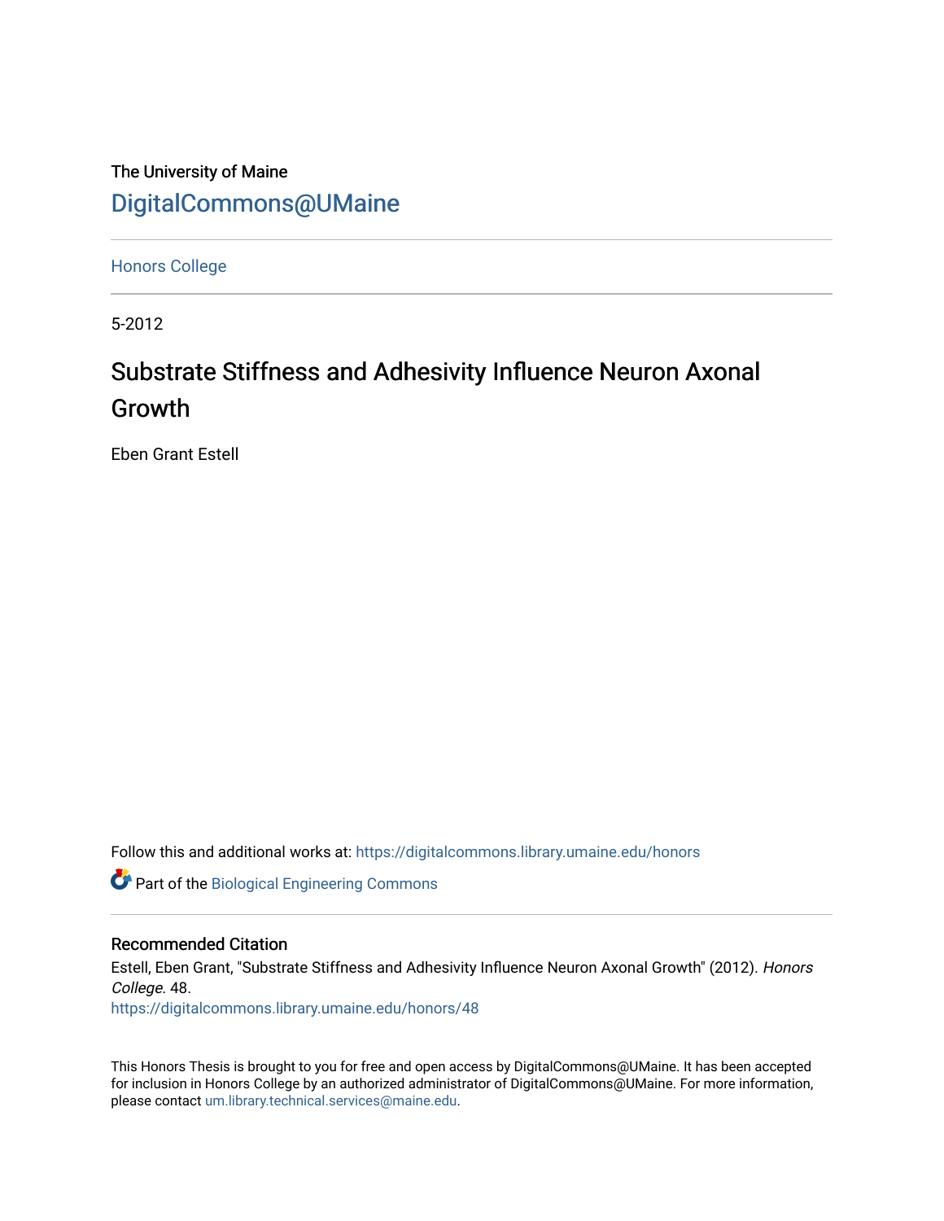The University of Maine

[DigitalCommons@UMaine](https://digitalcommons.library.umaine.edu/)

[Honors College](https://digitalcommons.library.umaine.edu/honors)

5-2012

# Substrate Stiffness and Adhesivity Influence Neuron Axonal Growth

Eben Grant Estell

Follow this and additional works at: https://digitalcommons.library.umaine.edu/honors

Part of the Biological Engineering Commons

## Recommended Citation

Estell, Eben Grant, "Substrate Stiffness and Adhesivity Influence Neuron Axonal Growth" (2012). *Honors College*. 48.
https://digitalcommons.library.umaine.edu/honors/48

This Honors Thesis is brought to you for free and open access by DigitalCommons@UMaine. It has been accepted for inclusion in Honors College by an authorized administrator of DigitalCommons@UMaine. For more information, please contact um.library.technical.services@maine.edu.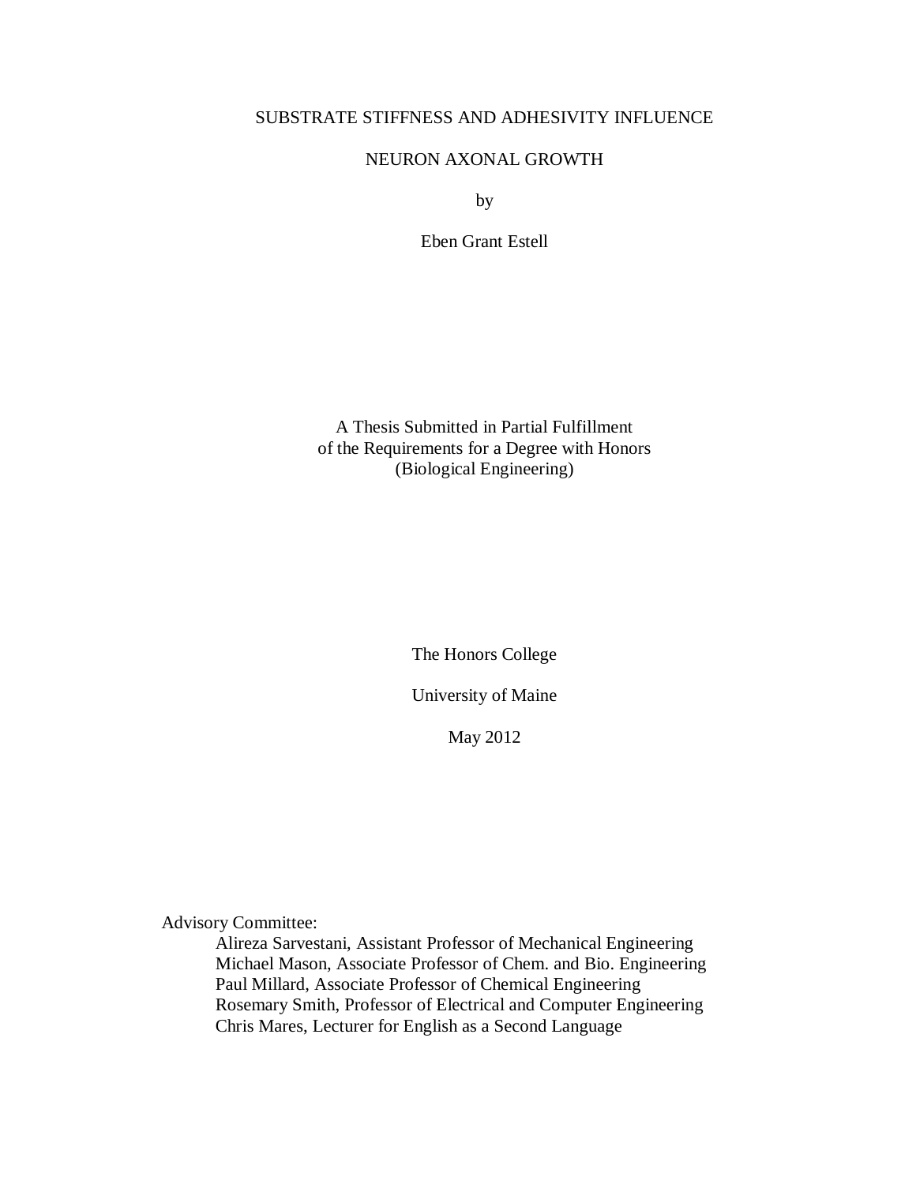# SUBSTRATE STIFFNESS AND ADHESIVITY INFLUENCE NEURON AXONAL GROWTH

by

Eben Grant Estell

A Thesis Submitted in Partial Fulfillment
of the Requirements for a Degree with Honors
(Biological Engineering)

The Honors College

University of Maine

May 2012

Advisory Committee:

Alireza Sarvestani, Assistant Professor of Mechanical Engineering
Michael Mason, Associate Professor of Chem. and Bio. Engineering
Paul Millard, Associate Professor of Chemical Engineering
Rosemary Smith, Professor of Electrical and Computer Engineering
Chris Mares, Lecturer for English as a Second Language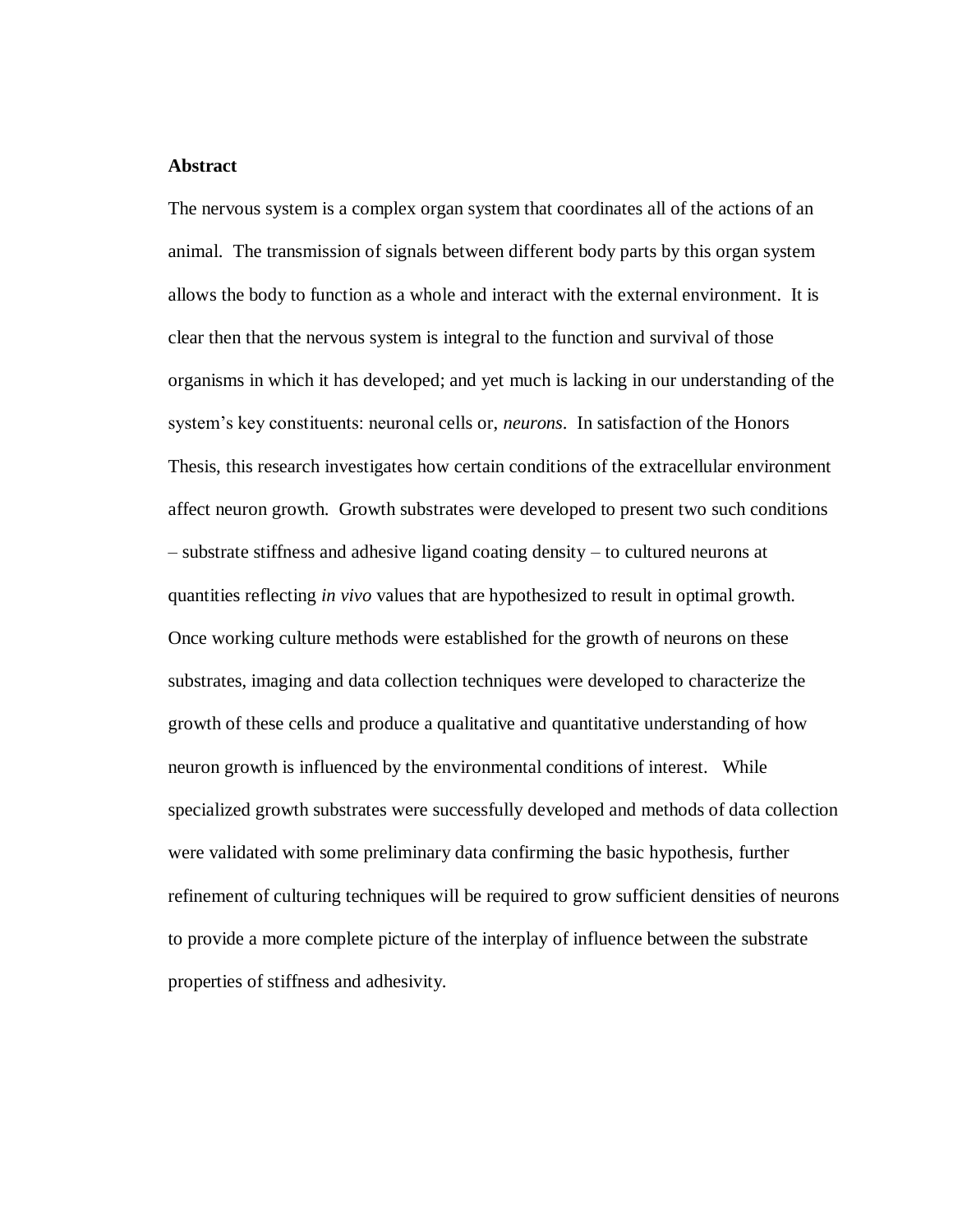**Abstract**

The nervous system is a complex organ system that coordinates all of the actions of an animal. The transmission of signals between different body parts by this organ system allows the body to function as a whole and interact with the external environment. It is clear then that the nervous system is integral to the function and survival of those organisms in which it has developed; and yet much is lacking in our understanding of the system's key constituents: neuronal cells or, *neurons*. In satisfaction of the Honors Thesis, this research investigates how certain conditions of the extracellular environment affect neuron growth. Growth substrates were developed to present two such conditions – substrate stiffness and adhesive ligand coating density – to cultured neurons at quantities reflecting *in vivo* values that are hypothesized to result in optimal growth. Once working culture methods were established for the growth of neurons on these substrates, imaging and data collection techniques were developed to characterize the growth of these cells and produce a qualitative and quantitative understanding of how neuron growth is influenced by the environmental conditions of interest. While specialized growth substrates were successfully developed and methods of data collection were validated with some preliminary data confirming the basic hypothesis, further refinement of culturing techniques will be required to grow sufficient densities of neurons to provide a more complete picture of the interplay of influence between the substrate properties of stiffness and adhesivity.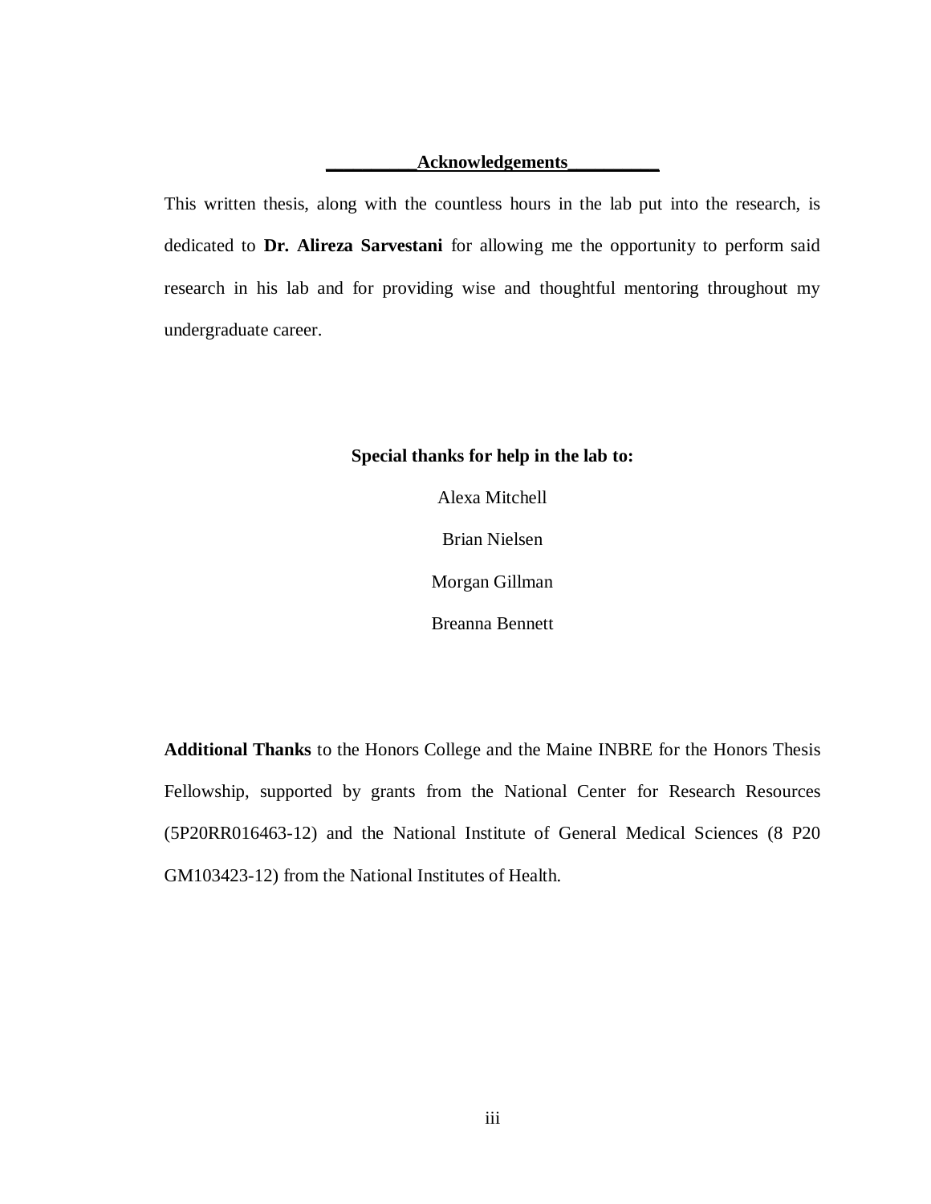# Acknowledgements

This written thesis, along with the countless hours in the lab put into the research, is dedicated to **Dr. Alireza Sarvestani** for allowing me the opportunity to perform said research in his lab and for providing wise and thoughtful mentoring throughout my undergraduate career.

**Special thanks for help in the lab to:**

Alexa Mitchell

Brian Nielsen

Morgan Gillman

Breanna Bennett

**Additional Thanks** to the Honors College and the Maine INBRE for the Honors Thesis Fellowship, supported by grants from the National Center for Research Resources (5P20RR016463-12) and the National Institute of General Medical Sciences (8 P20 GM103423-12) from the National Institutes of Health.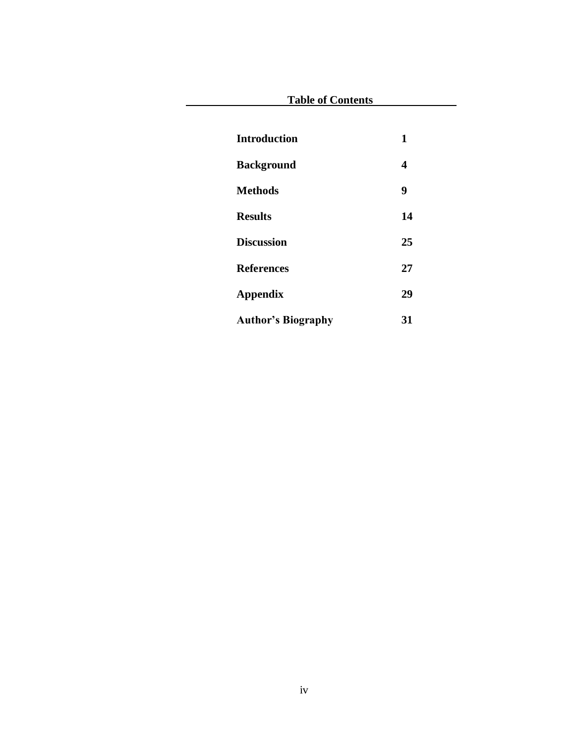## Table of Contents

| | |
|---|---|
| **Introduction** | **1** |
| **Background** | **4** |
| **Methods** | **9** |
| **Results** | **14** |
| **Discussion** | **25** |
| **References** | **27** |
| **Appendix** | **29** |
| **Author's Biography** | **31** |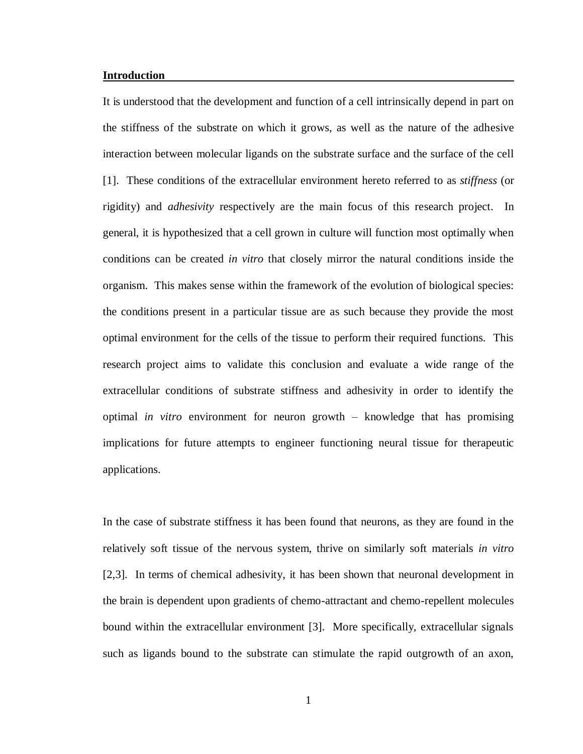## Introduction

It is understood that the development and function of a cell intrinsically depend in part on the stiffness of the substrate on which it grows, as well as the nature of the adhesive interaction between molecular ligands on the substrate surface and the surface of the cell [1]. These conditions of the extracellular environment hereto referred to as *stiffness* (or rigidity) and *adhesivity* respectively are the main focus of this research project. In general, it is hypothesized that a cell grown in culture will function most optimally when conditions can be created *in vitro* that closely mirror the natural conditions inside the organism. This makes sense within the framework of the evolution of biological species: the conditions present in a particular tissue are as such because they provide the most optimal environment for the cells of the tissue to perform their required functions. This research project aims to validate this conclusion and evaluate a wide range of the extracellular conditions of substrate stiffness and adhesivity in order to identify the optimal *in vitro* environment for neuron growth – knowledge that has promising implications for future attempts to engineer functioning neural tissue for therapeutic applications.

In the case of substrate stiffness it has been found that neurons, as they are found in the relatively soft tissue of the nervous system, thrive on similarly soft materials *in vitro* [2,3]. In terms of chemical adhesivity, it has been shown that neuronal development in the brain is dependent upon gradients of chemo-attractant and chemo-repellent molecules bound within the extracellular environment [3]. More specifically, extracellular signals such as ligands bound to the substrate can stimulate the rapid outgrowth of an axon,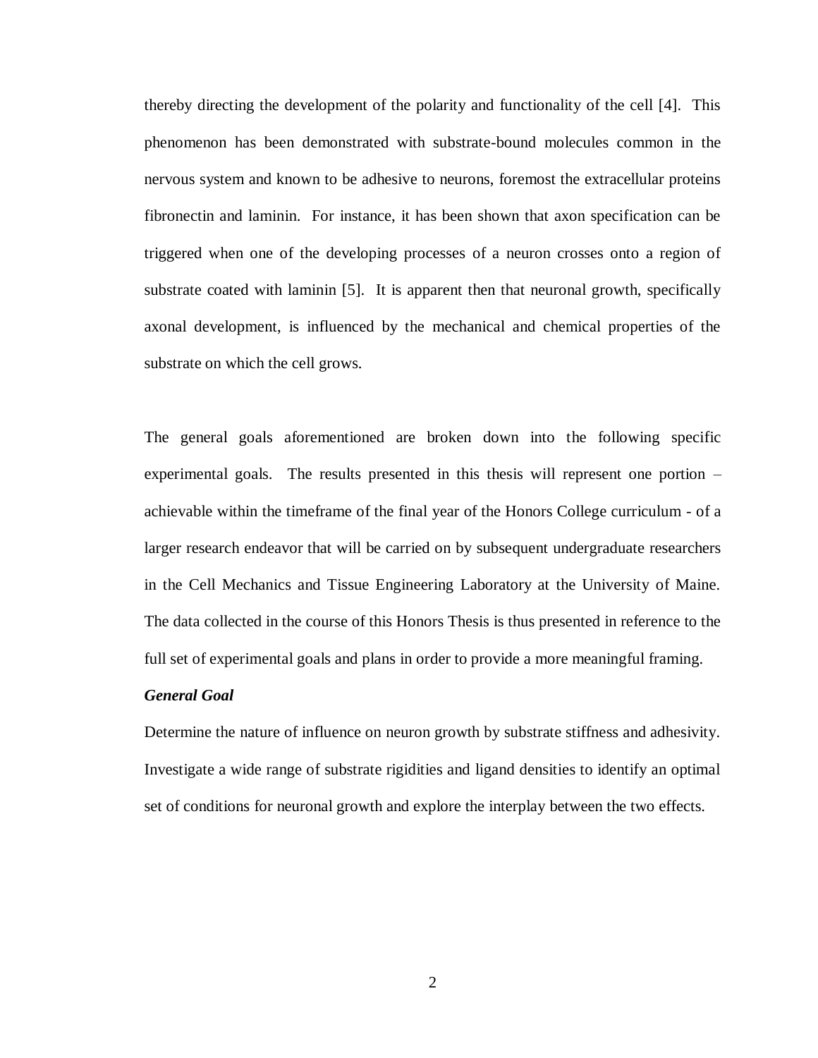thereby directing the development of the polarity and functionality of the cell [4]. This phenomenon has been demonstrated with substrate-bound molecules common in the nervous system and known to be adhesive to neurons, foremost the extracellular proteins fibronectin and laminin. For instance, it has been shown that axon specification can be triggered when one of the developing processes of a neuron crosses onto a region of substrate coated with laminin [5]. It is apparent then that neuronal growth, specifically axonal development, is influenced by the mechanical and chemical properties of the substrate on which the cell grows.

The general goals aforementioned are broken down into the following specific experimental goals. The results presented in this thesis will represent one portion – achievable within the timeframe of the final year of the Honors College curriculum - of a larger research endeavor that will be carried on by subsequent undergraduate researchers in the Cell Mechanics and Tissue Engineering Laboratory at the University of Maine. The data collected in the course of this Honors Thesis is thus presented in reference to the full set of experimental goals and plans in order to provide a more meaningful framing.

***General Goal***

Determine the nature of influence on neuron growth by substrate stiffness and adhesivity. Investigate a wide range of substrate rigidities and ligand densities to identify an optimal set of conditions for neuronal growth and explore the interplay between the two effects.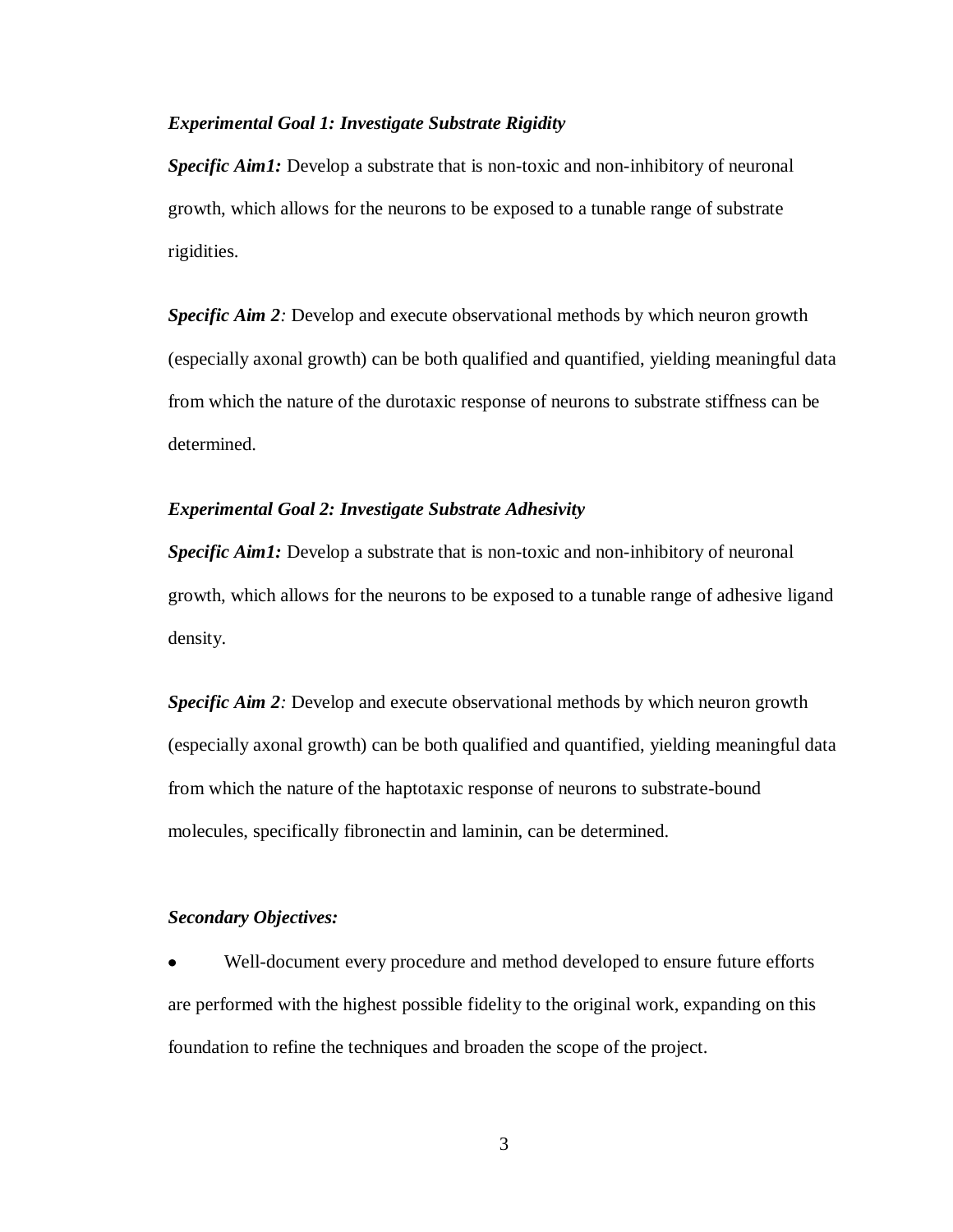***Experimental Goal 1: Investigate Substrate Rigidity***

***Specific Aim1:*** Develop a substrate that is non-toxic and non-inhibitory of neuronal growth, which allows for the neurons to be exposed to a tunable range of substrate rigidities.

***Specific Aim 2:*** Develop and execute observational methods by which neuron growth (especially axonal growth) can be both qualified and quantified, yielding meaningful data from which the nature of the durotaxic response of neurons to substrate stiffness can be determined.

***Experimental Goal 2: Investigate Substrate Adhesivity***

***Specific Aim1:*** Develop a substrate that is non-toxic and non-inhibitory of neuronal growth, which allows for the neurons to be exposed to a tunable range of adhesive ligand density.

***Specific Aim 2:*** Develop and execute observational methods by which neuron growth (especially axonal growth) can be both qualified and quantified, yielding meaningful data from which the nature of the haptotaxic response of neurons to substrate-bound molecules, specifically fibronectin and laminin, can be determined.

***Secondary Objectives:***

- Well-document every procedure and method developed to ensure future efforts are performed with the highest possible fidelity to the original work, expanding on this foundation to refine the techniques and broaden the scope of the project.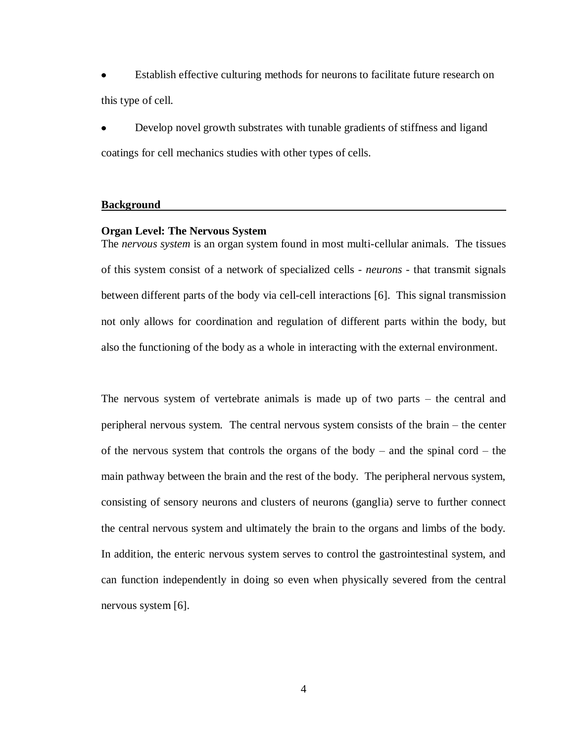- Establish effective culturing methods for neurons to facilitate future research on this type of cell.
- Develop novel growth substrates with tunable gradients of stiffness and ligand coatings for cell mechanics studies with other types of cells.

## Background

### Organ Level: The Nervous System

The *nervous system* is an organ system found in most multi-cellular animals. The tissues of this system consist of a network of specialized cells - *neurons* - that transmit signals between different parts of the body via cell-cell interactions [6]. This signal transmission not only allows for coordination and regulation of different parts within the body, but also the functioning of the body as a whole in interacting with the external environment.

The nervous system of vertebrate animals is made up of two parts – the central and peripheral nervous system. The central nervous system consists of the brain – the center of the nervous system that controls the organs of the body – and the spinal cord – the main pathway between the brain and the rest of the body. The peripheral nervous system, consisting of sensory neurons and clusters of neurons (ganglia) serve to further connect the central nervous system and ultimately the brain to the organs and limbs of the body. In addition, the enteric nervous system serves to control the gastrointestinal system, and can function independently in doing so even when physically severed from the central nervous system [6].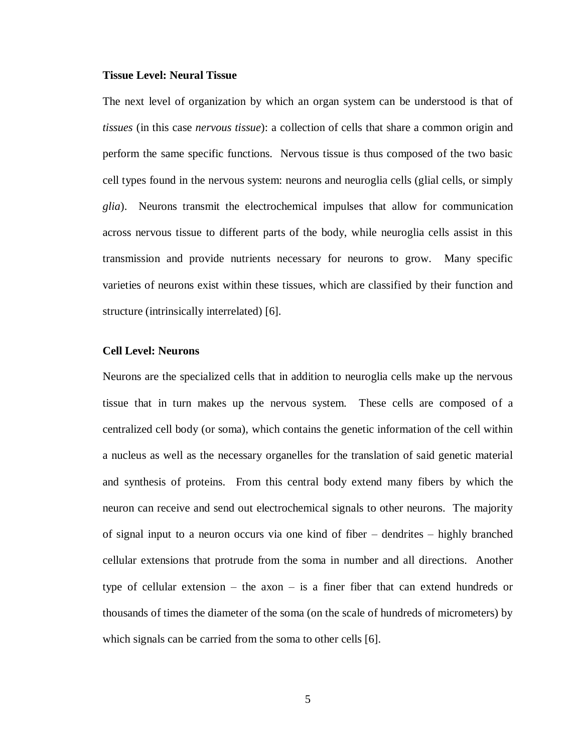**Tissue Level: Neural Tissue**

The next level of organization by which an organ system can be understood is that of *tissues* (in this case *nervous tissue*): a collection of cells that share a common origin and perform the same specific functions. Nervous tissue is thus composed of the two basic cell types found in the nervous system: neurons and neuroglia cells (glial cells, or simply *glia*). Neurons transmit the electrochemical impulses that allow for communication across nervous tissue to different parts of the body, while neuroglia cells assist in this transmission and provide nutrients necessary for neurons to grow. Many specific varieties of neurons exist within these tissues, which are classified by their function and structure (intrinsically interrelated) [6].

**Cell Level: Neurons**

Neurons are the specialized cells that in addition to neuroglia cells make up the nervous tissue that in turn makes up the nervous system. These cells are composed of a centralized cell body (or soma), which contains the genetic information of the cell within a nucleus as well as the necessary organelles for the translation of said genetic material and synthesis of proteins. From this central body extend many fibers by which the neuron can receive and send out electrochemical signals to other neurons. The majority of signal input to a neuron occurs via one kind of fiber – dendrites – highly branched cellular extensions that protrude from the soma in number and all directions. Another type of cellular extension – the axon – is a finer fiber that can extend hundreds or thousands of times the diameter of the soma (on the scale of hundreds of micrometers) by which signals can be carried from the soma to other cells [6].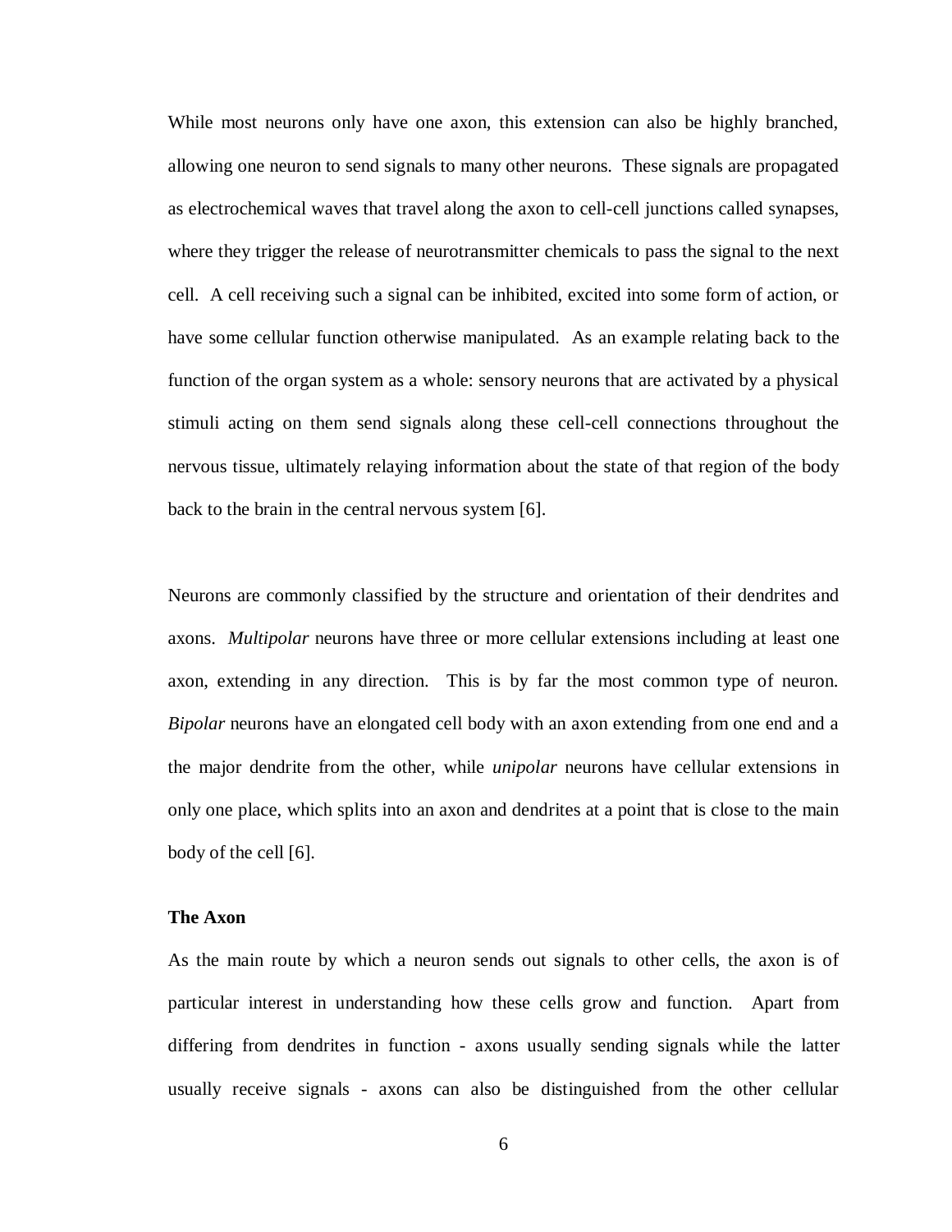While most neurons only have one axon, this extension can also be highly branched, allowing one neuron to send signals to many other neurons. These signals are propagated as electrochemical waves that travel along the axon to cell-cell junctions called synapses, where they trigger the release of neurotransmitter chemicals to pass the signal to the next cell. A cell receiving such a signal can be inhibited, excited into some form of action, or have some cellular function otherwise manipulated. As an example relating back to the function of the organ system as a whole: sensory neurons that are activated by a physical stimuli acting on them send signals along these cell-cell connections throughout the nervous tissue, ultimately relaying information about the state of that region of the body back to the brain in the central nervous system [6].

Neurons are commonly classified by the structure and orientation of their dendrites and axons. *Multipolar* neurons have three or more cellular extensions including at least one axon, extending in any direction. This is by far the most common type of neuron. *Bipolar* neurons have an elongated cell body with an axon extending from one end and a the major dendrite from the other, while *unipolar* neurons have cellular extensions in only one place, which splits into an axon and dendrites at a point that is close to the main body of the cell [6].

**The Axon**

As the main route by which a neuron sends out signals to other cells, the axon is of particular interest in understanding how these cells grow and function. Apart from differing from dendrites in function - axons usually sending signals while the latter usually receive signals - axons can also be distinguished from the other cellular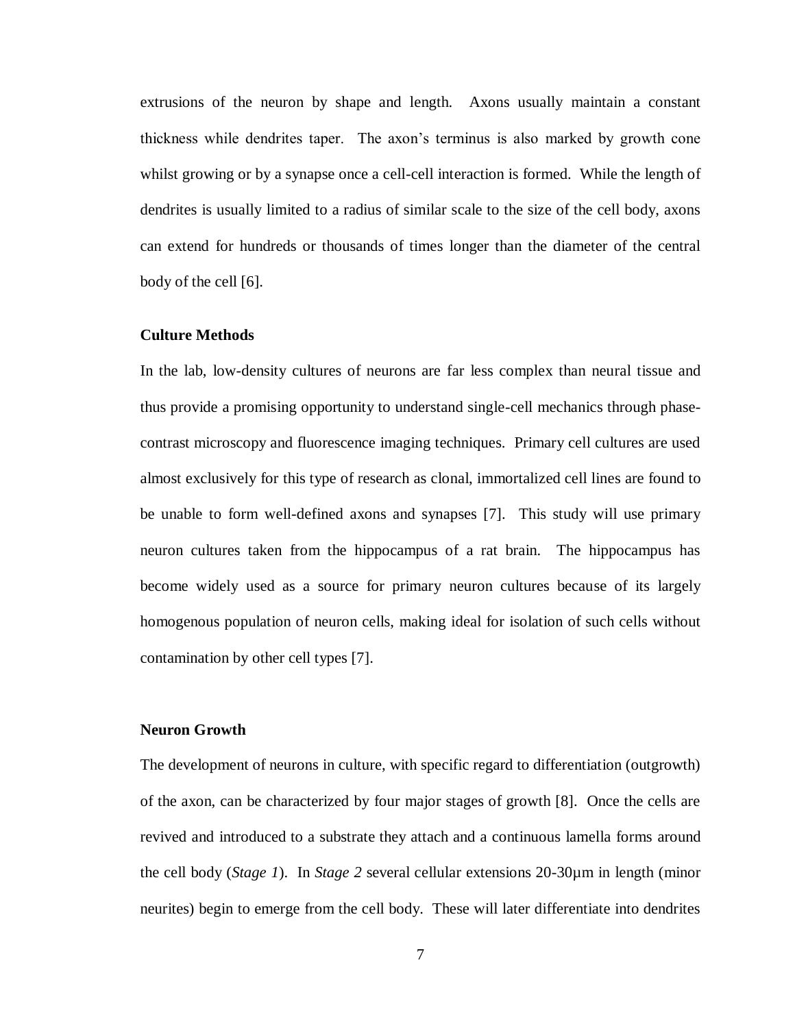extrusions of the neuron by shape and length. Axons usually maintain a constant thickness while dendrites taper. The axon's terminus is also marked by growth cone whilst growing or by a synapse once a cell-cell interaction is formed. While the length of dendrites is usually limited to a radius of similar scale to the size of the cell body, axons can extend for hundreds or thousands of times longer than the diameter of the central body of the cell [6].

### Culture Methods

In the lab, low-density cultures of neurons are far less complex than neural tissue and thus provide a promising opportunity to understand single-cell mechanics through phase-contrast microscopy and fluorescence imaging techniques. Primary cell cultures are used almost exclusively for this type of research as clonal, immortalized cell lines are found to be unable to form well-defined axons and synapses [7]. This study will use primary neuron cultures taken from the hippocampus of a rat brain. The hippocampus has become widely used as a source for primary neuron cultures because of its largely homogenous population of neuron cells, making ideal for isolation of such cells without contamination by other cell types [7].

### Neuron Growth

The development of neurons in culture, with specific regard to differentiation (outgrowth) of the axon, can be characterized by four major stages of growth [8]. Once the cells are revived and introduced to a substrate they attach and a continuous lamella forms around the cell body (*Stage 1*). In *Stage 2* several cellular extensions 20-30µm in length (minor neurites) begin to emerge from the cell body. These will later differentiate into dendrites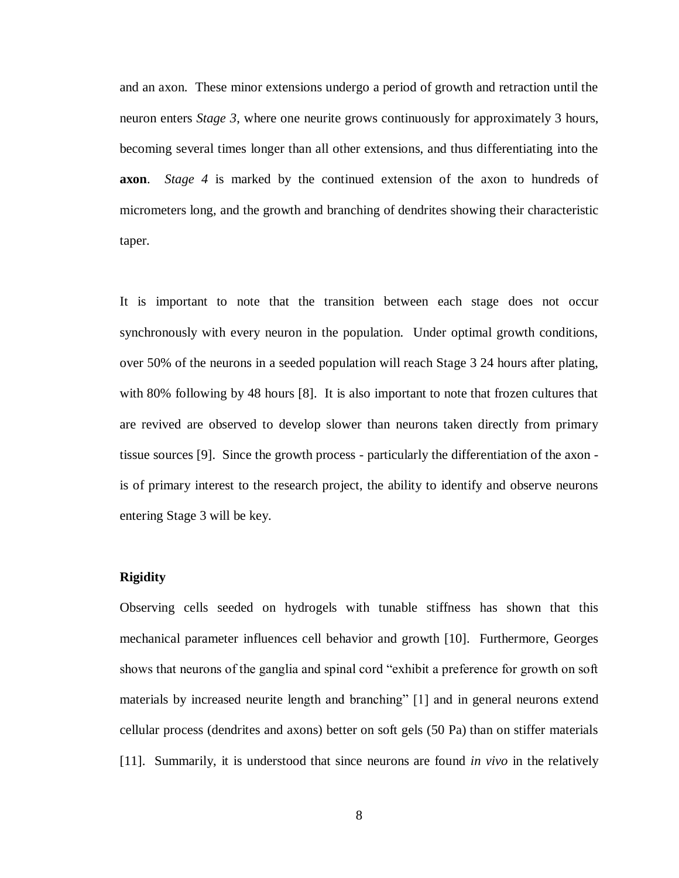and an axon. These minor extensions undergo a period of growth and retraction until the neuron enters *Stage 3*, where one neurite grows continuously for approximately 3 hours, becoming several times longer than all other extensions, and thus differentiating into the **axon**. *Stage 4* is marked by the continued extension of the axon to hundreds of micrometers long, and the growth and branching of dendrites showing their characteristic taper.

It is important to note that the transition between each stage does not occur synchronously with every neuron in the population. Under optimal growth conditions, over 50% of the neurons in a seeded population will reach Stage 3 24 hours after plating, with 80% following by 48 hours [8]. It is also important to note that frozen cultures that are revived are observed to develop slower than neurons taken directly from primary tissue sources [9]. Since the growth process - particularly the differentiation of the axon - is of primary interest to the research project, the ability to identify and observe neurons entering Stage 3 will be key.

**Rigidity**

Observing cells seeded on hydrogels with tunable stiffness has shown that this mechanical parameter influences cell behavior and growth [10]. Furthermore, Georges shows that neurons of the ganglia and spinal cord "exhibit a preference for growth on soft materials by increased neurite length and branching" [1] and in general neurons extend cellular process (dendrites and axons) better on soft gels (50 Pa) than on stiffer materials [11]. Summarily, it is understood that since neurons are found *in vivo* in the relatively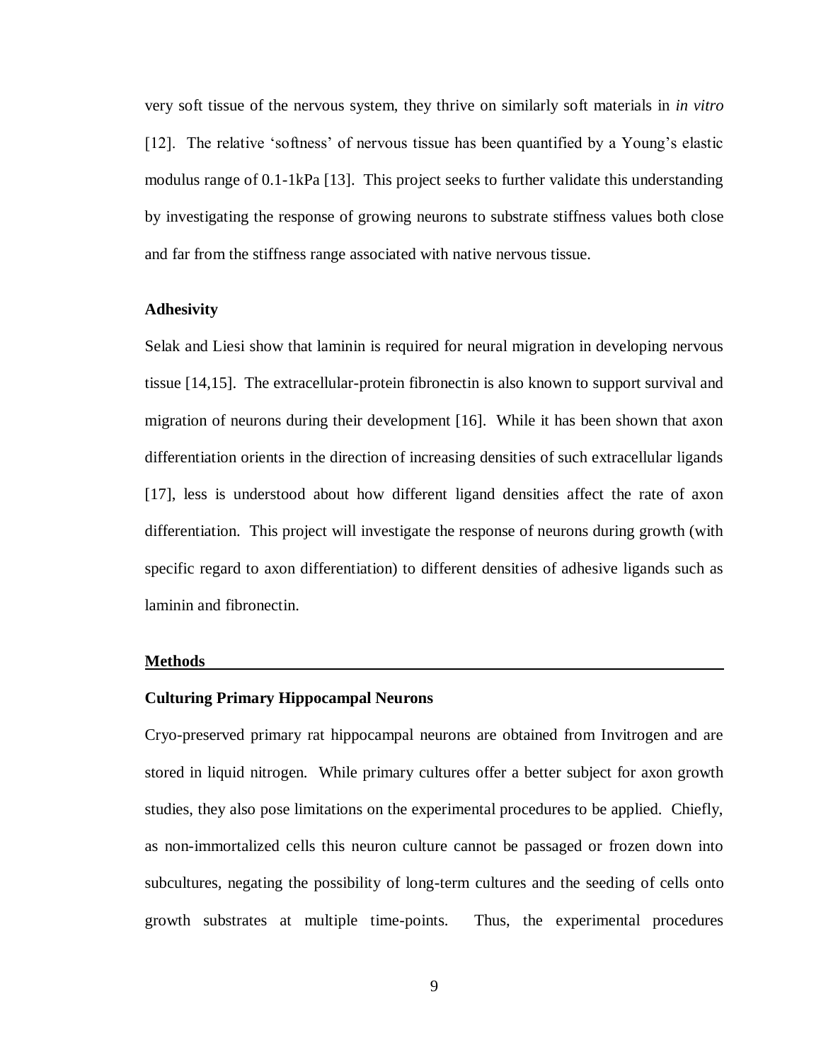very soft tissue of the nervous system, they thrive on similarly soft materials in *in vitro* [12]. The relative 'softness' of nervous tissue has been quantified by a Young's elastic modulus range of 0.1-1kPa [13]. This project seeks to further validate this understanding by investigating the response of growing neurons to substrate stiffness values both close and far from the stiffness range associated with native nervous tissue.

### Adhesivity

Selak and Liesi show that laminin is required for neural migration in developing nervous tissue [14,15]. The extracellular-protein fibronectin is also known to support survival and migration of neurons during their development [16]. While it has been shown that axon differentiation orients in the direction of increasing densities of such extracellular ligands [17], less is understood about how different ligand densities affect the rate of axon differentiation. This project will investigate the response of neurons during growth (with specific regard to axon differentiation) to different densities of adhesive ligands such as laminin and fibronectin.

## Methods

### Culturing Primary Hippocampal Neurons

Cryo-preserved primary rat hippocampal neurons are obtained from Invitrogen and are stored in liquid nitrogen. While primary cultures offer a better subject for axon growth studies, they also pose limitations on the experimental procedures to be applied. Chiefly, as non-immortalized cells this neuron culture cannot be passaged or frozen down into subcultures, negating the possibility of long-term cultures and the seeding of cells onto growth substrates at multiple time-points. Thus, the experimental procedures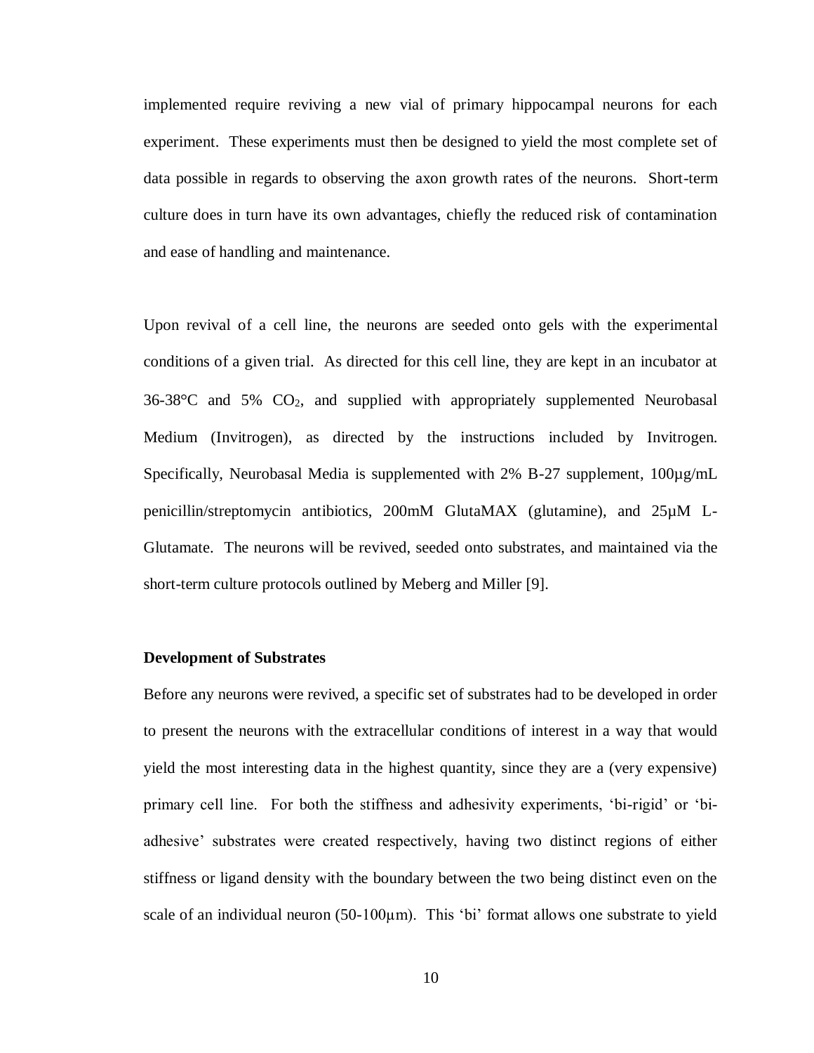implemented require reviving a new vial of primary hippocampal neurons for each experiment. These experiments must then be designed to yield the most complete set of data possible in regards to observing the axon growth rates of the neurons. Short-term culture does in turn have its own advantages, chiefly the reduced risk of contamination and ease of handling and maintenance.

Upon revival of a cell line, the neurons are seeded onto gels with the experimental conditions of a given trial. As directed for this cell line, they are kept in an incubator at 36-38°C and 5% $CO_2$, and supplied with appropriately supplemented Neurobasal Medium (Invitrogen), as directed by the instructions included by Invitrogen. Specifically, Neurobasal Media is supplemented with 2% B-27 supplement, 100µg/mL penicillin/streptomycin antibiotics, 200mM GlutaMAX (glutamine), and 25µM L-Glutamate. The neurons will be revived, seeded onto substrates, and maintained via the short-term culture protocols outlined by Meberg and Miller [9].

**Development of Substrates**

Before any neurons were revived, a specific set of substrates had to be developed in order to present the neurons with the extracellular conditions of interest in a way that would yield the most interesting data in the highest quantity, since they are a (very expensive) primary cell line. For both the stiffness and adhesivity experiments, 'bi-rigid' or 'bi-adhesive' substrates were created respectively, having two distinct regions of either stiffness or ligand density with the boundary between the two being distinct even on the scale of an individual neuron (50-100µm). This 'bi' format allows one substrate to yield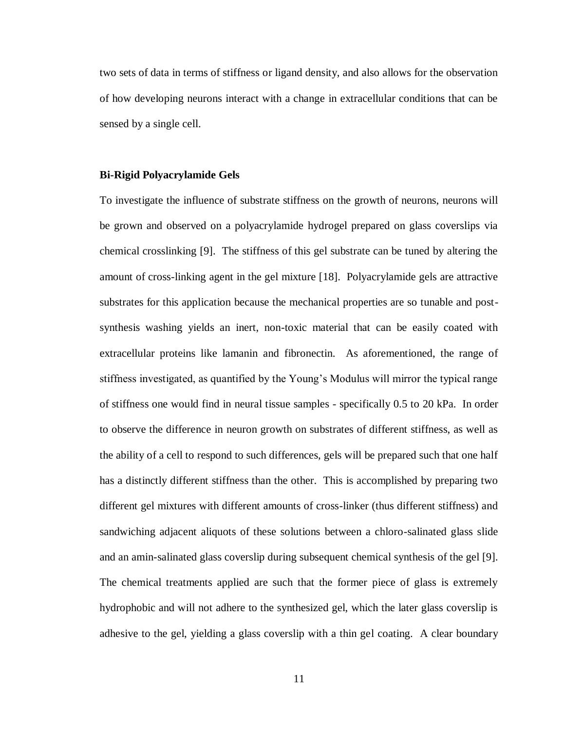two sets of data in terms of stiffness or ligand density, and also allows for the observation of how developing neurons interact with a change in extracellular conditions that can be sensed by a single cell.

**Bi-Rigid Polyacrylamide Gels**

To investigate the influence of substrate stiffness on the growth of neurons, neurons will be grown and observed on a polyacrylamide hydrogel prepared on glass coverslips via chemical crosslinking [9]. The stiffness of this gel substrate can be tuned by altering the amount of cross-linking agent in the gel mixture [18]. Polyacrylamide gels are attractive substrates for this application because the mechanical properties are so tunable and post-synthesis washing yields an inert, non-toxic material that can be easily coated with extracellular proteins like lamanin and fibronectin. As aforementioned, the range of stiffness investigated, as quantified by the Young's Modulus will mirror the typical range of stiffness one would find in neural tissue samples - specifically 0.5 to 20 kPa. In order to observe the difference in neuron growth on substrates of different stiffness, as well as the ability of a cell to respond to such differences, gels will be prepared such that one half has a distinctly different stiffness than the other. This is accomplished by preparing two different gel mixtures with different amounts of cross-linker (thus different stiffness) and sandwiching adjacent aliquots of these solutions between a chloro-salinated glass slide and an amin-salinated glass coverslip during subsequent chemical synthesis of the gel [9]. The chemical treatments applied are such that the former piece of glass is extremely hydrophobic and will not adhere to the synthesized gel, which the later glass coverslip is adhesive to the gel, yielding a glass coverslip with a thin gel coating. A clear boundary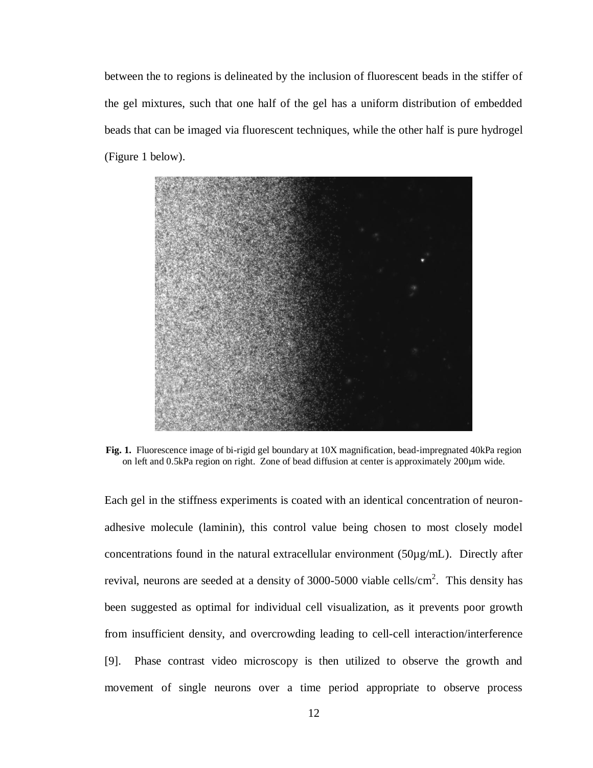between the to regions is delineated by the inclusion of fluorescent beads in the stiffer of the gel mixtures, such that one half of the gel has a uniform distribution of embedded beads that can be imaged via fluorescent techniques, while the other half is pure hydrogel (Figure 1 below).

**Fig. 1.** Fluorescence image of bi-rigid gel boundary at 10X magnification, bead-impregnated 40kPa region on left and 0.5kPa region on right. Zone of bead diffusion at center is approximately 200μm wide.

Each gel in the stiffness experiments is coated with an identical concentration of neuron-adhesive molecule (laminin), this control value being chosen to most closely model concentrations found in the natural extracellular environment (50μg/mL). Directly after revival, neurons are seeded at a density of 3000-5000 viable cells/cm$^2$. This density has been suggested as optimal for individual cell visualization, as it prevents poor growth from insufficient density, and overcrowding leading to cell-cell interaction/interference [9]. Phase contrast video microscopy is then utilized to observe the growth and movement of single neurons over a time period appropriate to observe process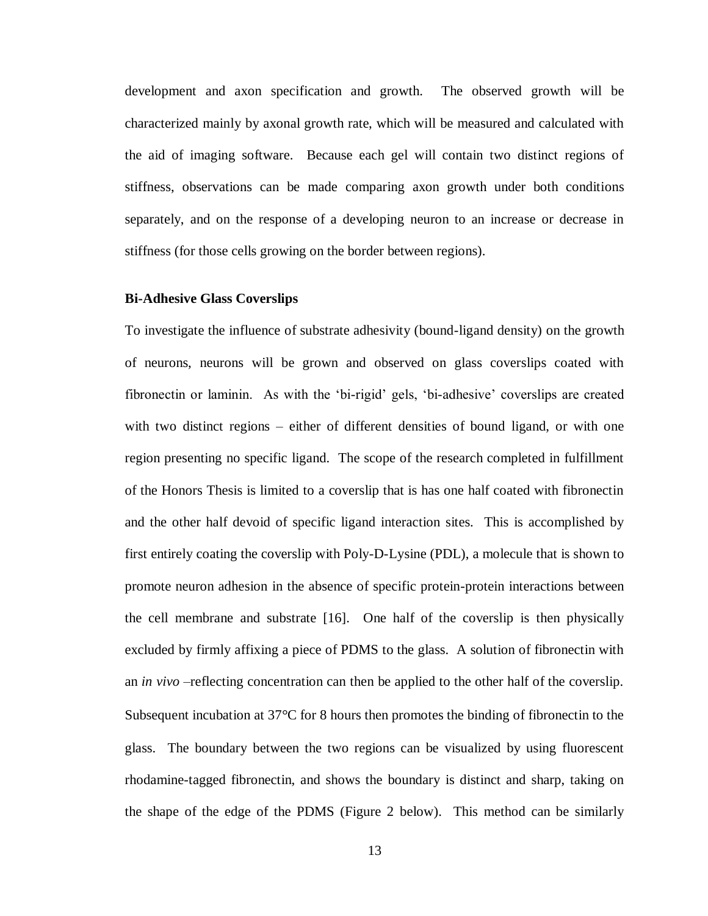development and axon specification and growth. The observed growth will be characterized mainly by axonal growth rate, which will be measured and calculated with the aid of imaging software. Because each gel will contain two distinct regions of stiffness, observations can be made comparing axon growth under both conditions separately, and on the response of a developing neuron to an increase or decrease in stiffness (for those cells growing on the border between regions).

**Bi-Adhesive Glass Coverslips**

To investigate the influence of substrate adhesivity (bound-ligand density) on the growth of neurons, neurons will be grown and observed on glass coverslips coated with fibronectin or laminin. As with the 'bi-rigid' gels, 'bi-adhesive' coverslips are created with two distinct regions – either of different densities of bound ligand, or with one region presenting no specific ligand. The scope of the research completed in fulfillment of the Honors Thesis is limited to a coverslip that is has one half coated with fibronectin and the other half devoid of specific ligand interaction sites. This is accomplished by first entirely coating the coverslip with Poly-D-Lysine (PDL), a molecule that is shown to promote neuron adhesion in the absence of specific protein-protein interactions between the cell membrane and substrate [16]. One half of the coverslip is then physically excluded by firmly affixing a piece of PDMS to the glass. A solution of fibronectin with an *in vivo* –reflecting concentration can then be applied to the other half of the coverslip. Subsequent incubation at 37°C for 8 hours then promotes the binding of fibronectin to the glass. The boundary between the two regions can be visualized by using fluorescent rhodamine-tagged fibronectin, and shows the boundary is distinct and sharp, taking on the shape of the edge of the PDMS (Figure 2 below). This method can be similarly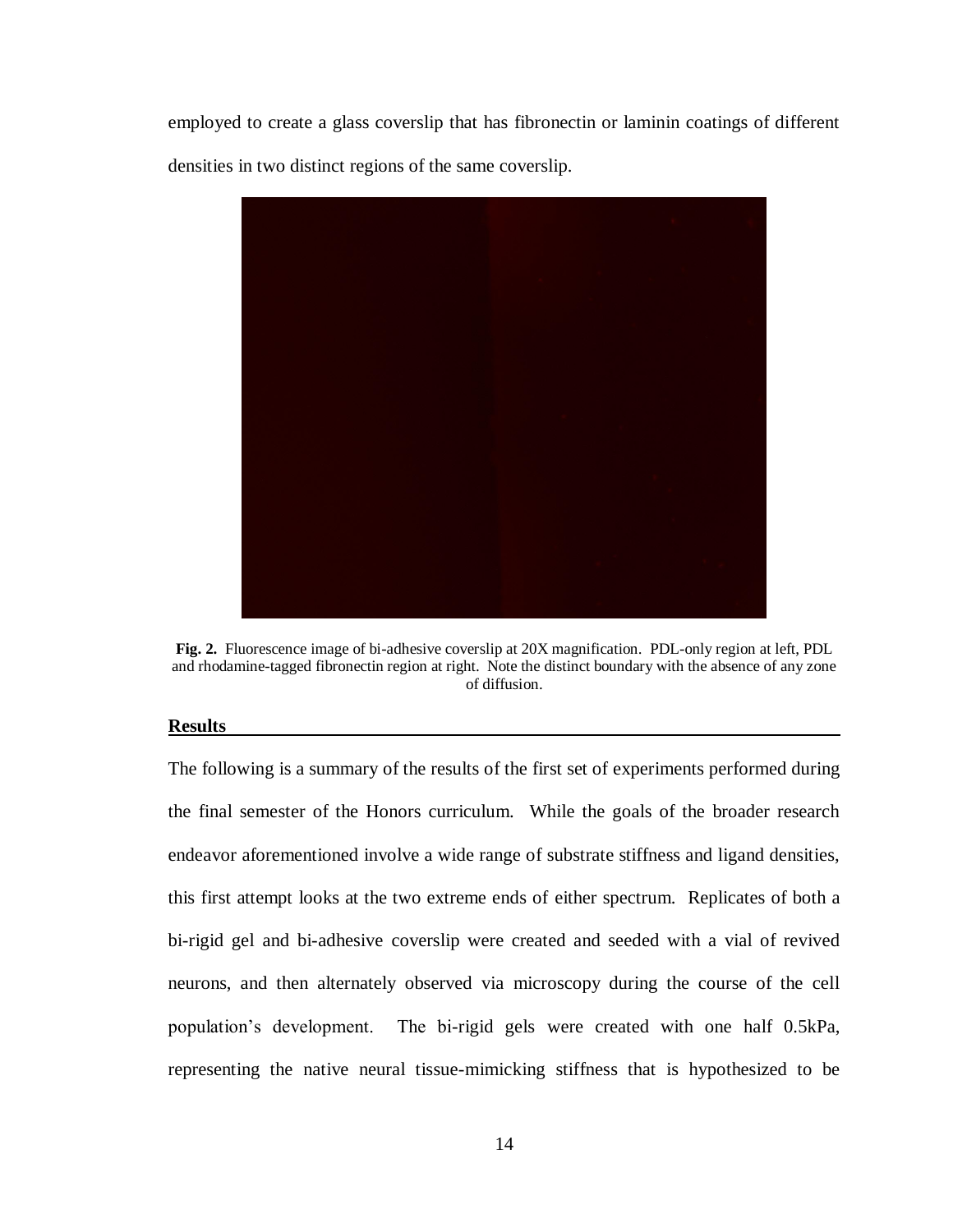employed to create a glass coverslip that has fibronectin or laminin coatings of different densities in two distinct regions of the same coverslip.

**Fig. 2.** Fluorescence image of bi-adhesive coverslip at 20X magnification. PDL-only region at left, PDL and rhodamine-tagged fibronectin region at right. Note the distinct boundary with the absence of any zone of diffusion.

## Results

The following is a summary of the results of the first set of experiments performed during the final semester of the Honors curriculum. While the goals of the broader research endeavor aforementioned involve a wide range of substrate stiffness and ligand densities, this first attempt looks at the two extreme ends of either spectrum. Replicates of both a bi-rigid gel and bi-adhesive coverslip were created and seeded with a vial of revived neurons, and then alternately observed via microscopy during the course of the cell population's development. The bi-rigid gels were created with one half 0.5kPa, representing the native neural tissue-mimicking stiffness that is hypothesized to be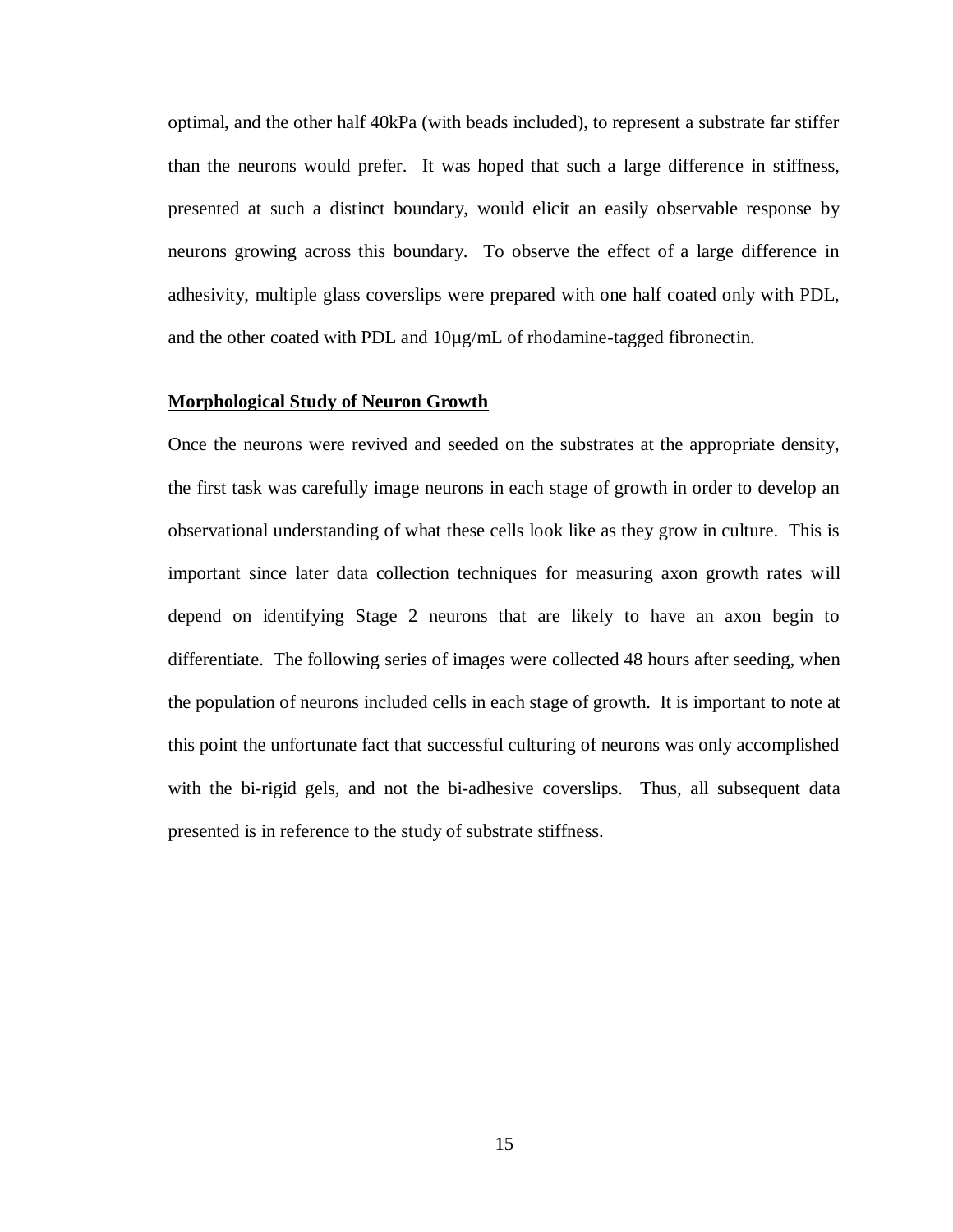optimal, and the other half 40kPa (with beads included), to represent a substrate far stiffer than the neurons would prefer. It was hoped that such a large difference in stiffness, presented at such a distinct boundary, would elicit an easily observable response by neurons growing across this boundary. To observe the effect of a large difference in adhesivity, multiple glass coverslips were prepared with one half coated only with PDL, and the other coated with PDL and 10µg/mL of rhodamine-tagged fibronectin.

**Morphological Study of Neuron Growth**

Once the neurons were revived and seeded on the substrates at the appropriate density, the first task was carefully image neurons in each stage of growth in order to develop an observational understanding of what these cells look like as they grow in culture. This is important since later data collection techniques for measuring axon growth rates will depend on identifying Stage 2 neurons that are likely to have an axon begin to differentiate. The following series of images were collected 48 hours after seeding, when the population of neurons included cells in each stage of growth. It is important to note at this point the unfortunate fact that successful culturing of neurons was only accomplished with the bi-rigid gels, and not the bi-adhesive coverslips. Thus, all subsequent data presented is in reference to the study of substrate stiffness.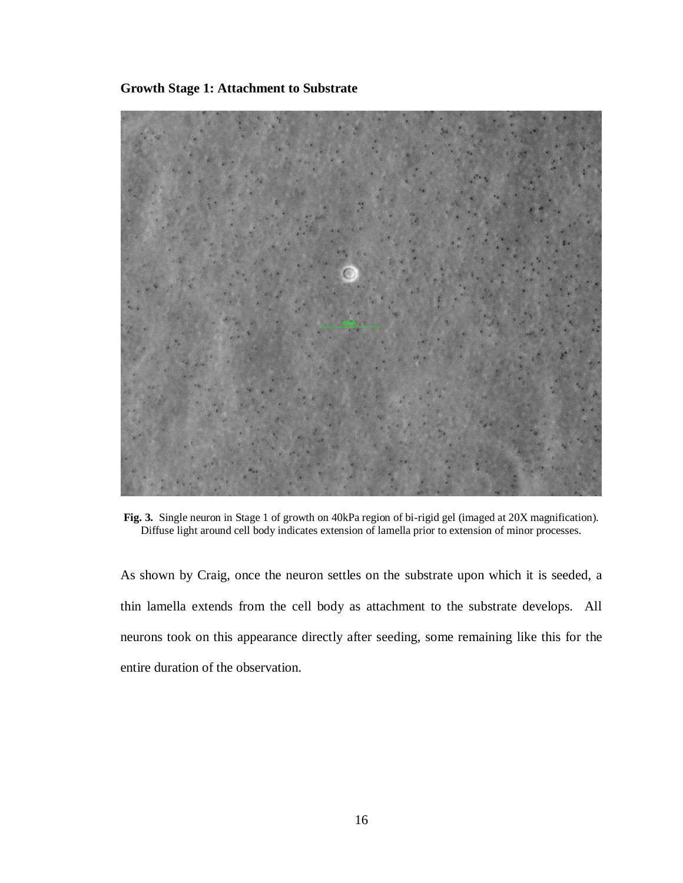**Growth Stage 1: Attachment to Substrate**

**Fig. 3.** Single neuron in Stage 1 of growth on 40kPa region of bi-rigid gel (imaged at 20X magnification). Diffuse light around cell body indicates extension of lamella prior to extension of minor processes.

As shown by Craig, once the neuron settles on the substrate upon which it is seeded, a thin lamella extends from the cell body as attachment to the substrate develops. All neurons took on this appearance directly after seeding, some remaining like this for the entire duration of the observation.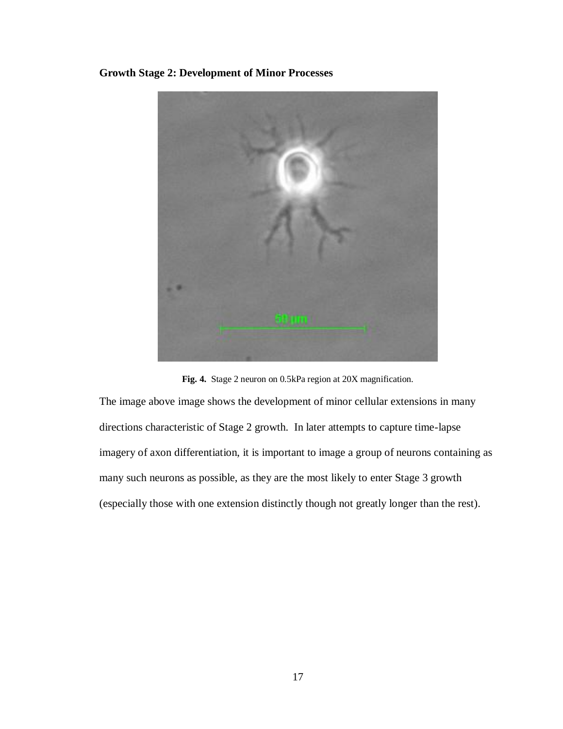**Growth Stage 2: Development of Minor Processes**

**Fig. 4.** Stage 2 neuron on 0.5kPa region at 20X magnification.

The image above image shows the development of minor cellular extensions in many directions characteristic of Stage 2 growth. In later attempts to capture time-lapse imagery of axon differentiation, it is important to image a group of neurons containing as many such neurons as possible, as they are the most likely to enter Stage 3 growth (especially those with one extension distinctly though not greatly longer than the rest).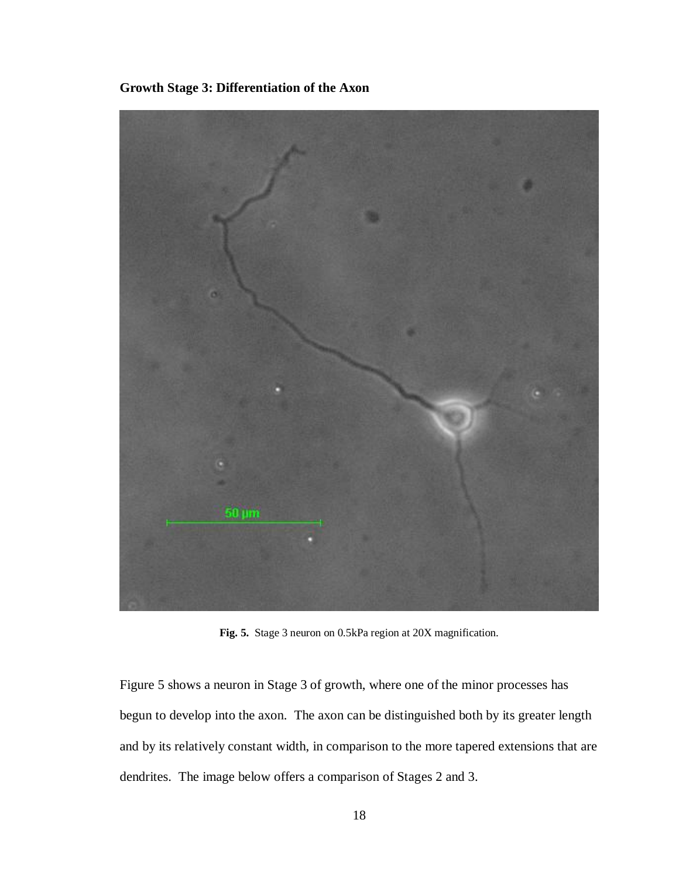**Growth Stage 3: Differentiation of the Axon**

**Fig. 5.** Stage 3 neuron on 0.5kPa region at 20X magnification.

Figure 5 shows a neuron in Stage 3 of growth, where one of the minor processes has begun to develop into the axon. The axon can be distinguished both by its greater length and by its relatively constant width, in comparison to the more tapered extensions that are dendrites. The image below offers a comparison of Stages 2 and 3.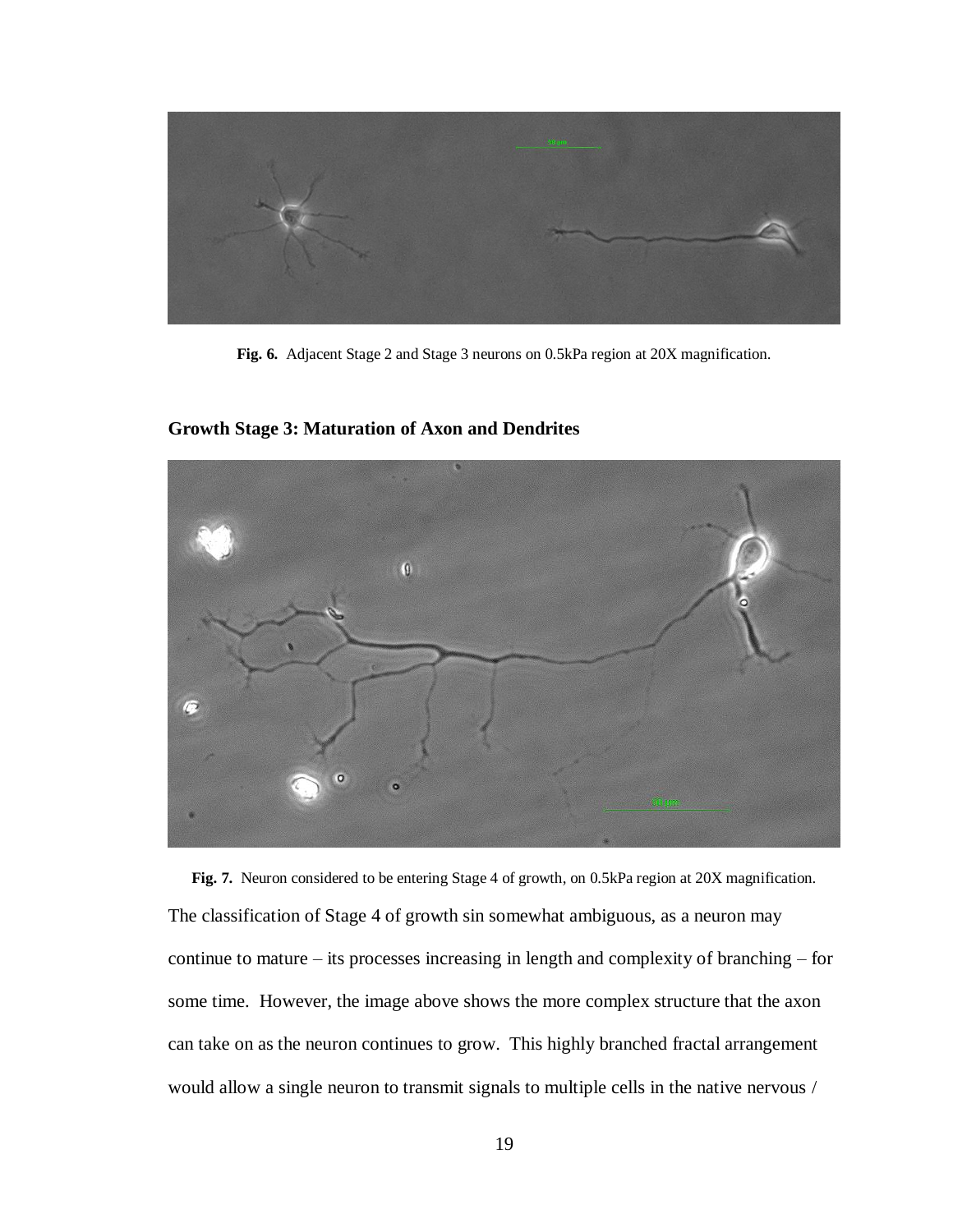**Fig. 6.** Adjacent Stage 2 and Stage 3 neurons on 0.5kPa region at 20X magnification.

### Growth Stage 3: Maturation of Axon and Dendrites

**Fig. 7.** Neuron considered to be entering Stage 4 of growth, on 0.5kPa region at 20X magnification.

The classification of Stage 4 of growth sin somewhat ambiguous, as a neuron may continue to mature – its processes increasing in length and complexity of branching – for some time. However, the image above shows the more complex structure that the axon can take on as the neuron continues to grow. This highly branched fractal arrangement would allow a single neuron to transmit signals to multiple cells in the native nervous /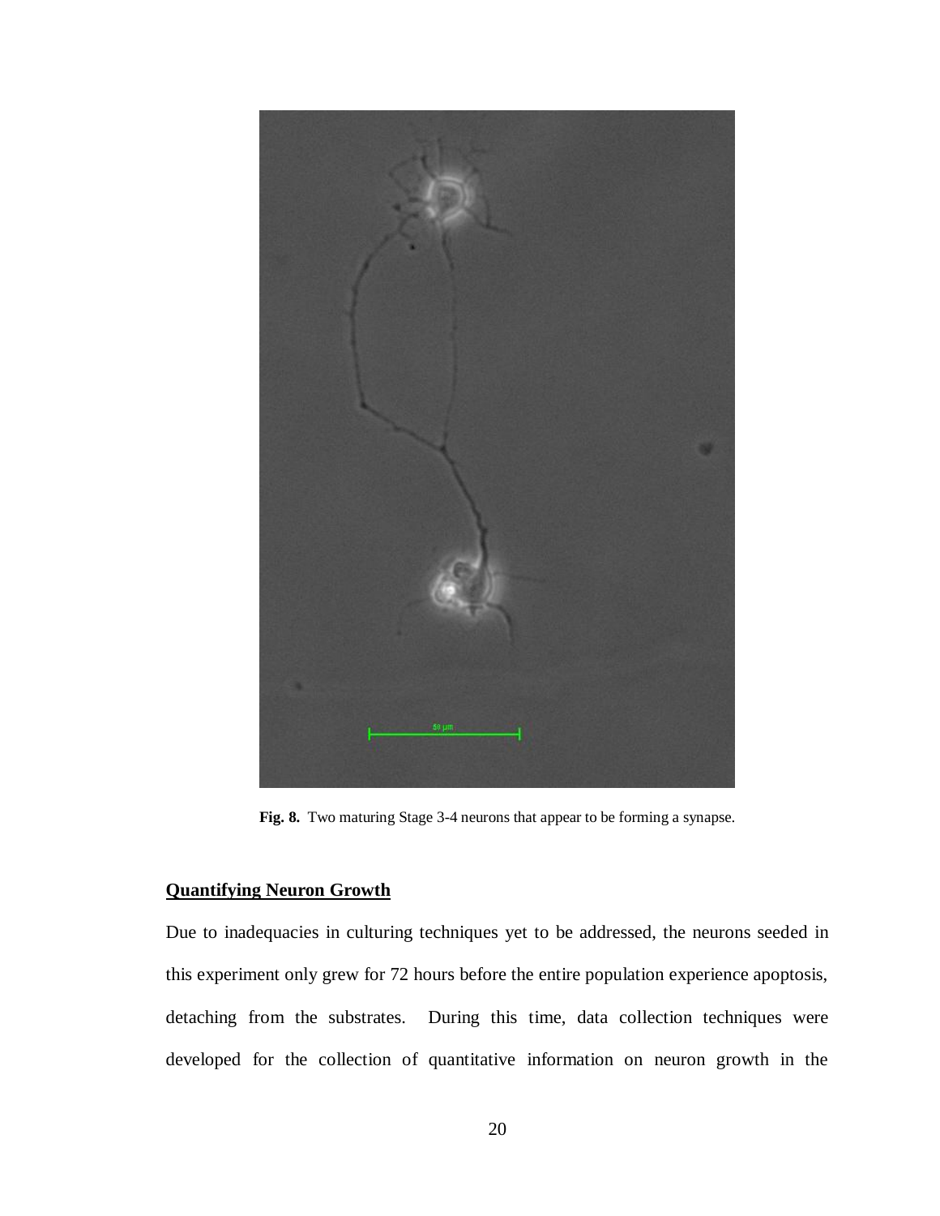**Fig. 8.** Two maturing Stage 3-4 neurons that appear to be forming a synapse.

## Quantifying Neuron Growth

Due to inadequacies in culturing techniques yet to be addressed, the neurons seeded in this experiment only grew for 72 hours before the entire population experience apoptosis, detaching from the substrates. During this time, data collection techniques were developed for the collection of quantitative information on neuron growth in the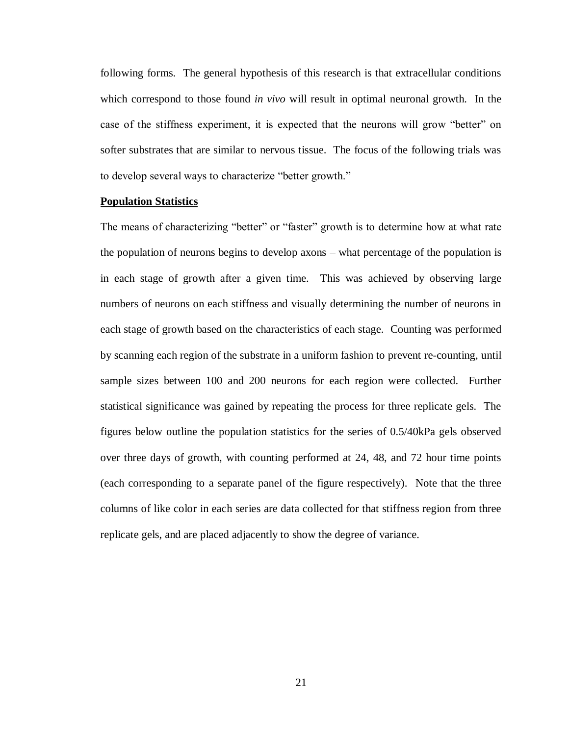following forms. The general hypothesis of this research is that extracellular conditions which correspond to those found *in vivo* will result in optimal neuronal growth. In the case of the stiffness experiment, it is expected that the neurons will grow "better" on softer substrates that are similar to nervous tissue. The focus of the following trials was to develop several ways to characterize "better growth."

**Population Statistics**

The means of characterizing "better" or "faster" growth is to determine how at what rate the population of neurons begins to develop axons – what percentage of the population is in each stage of growth after a given time. This was achieved by observing large numbers of neurons on each stiffness and visually determining the number of neurons in each stage of growth based on the characteristics of each stage. Counting was performed by scanning each region of the substrate in a uniform fashion to prevent re-counting, until sample sizes between 100 and 200 neurons for each region were collected. Further statistical significance was gained by repeating the process for three replicate gels. The figures below outline the population statistics for the series of 0.5/40kPa gels observed over three days of growth, with counting performed at 24, 48, and 72 hour time points (each corresponding to a separate panel of the figure respectively). Note that the three columns of like color in each series are data collected for that stiffness region from three replicate gels, and are placed adjacently to show the degree of variance.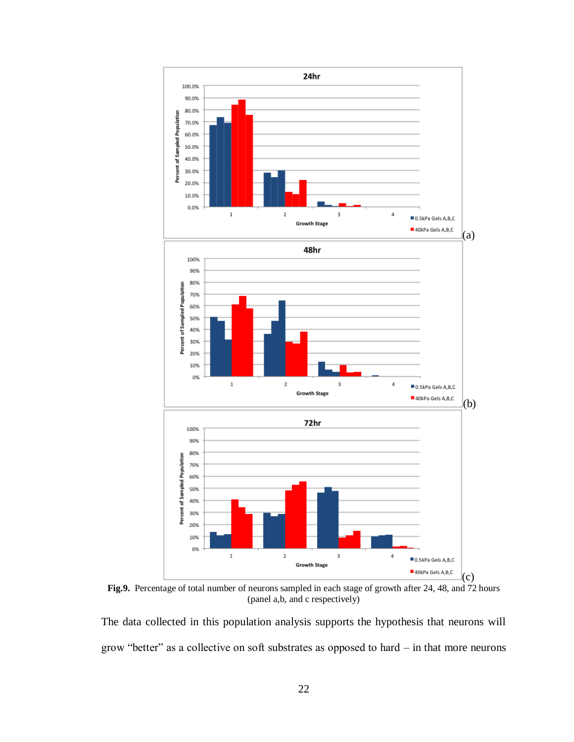**Fig.9.** Percentage of total number of neurons sampled in each stage of growth after 24, 48, and 72 hours (panel a,b, and c respectively)

The data collected in this population analysis supports the hypothesis that neurons will grow "better" as a collective on soft substrates as opposed to hard – in that more neurons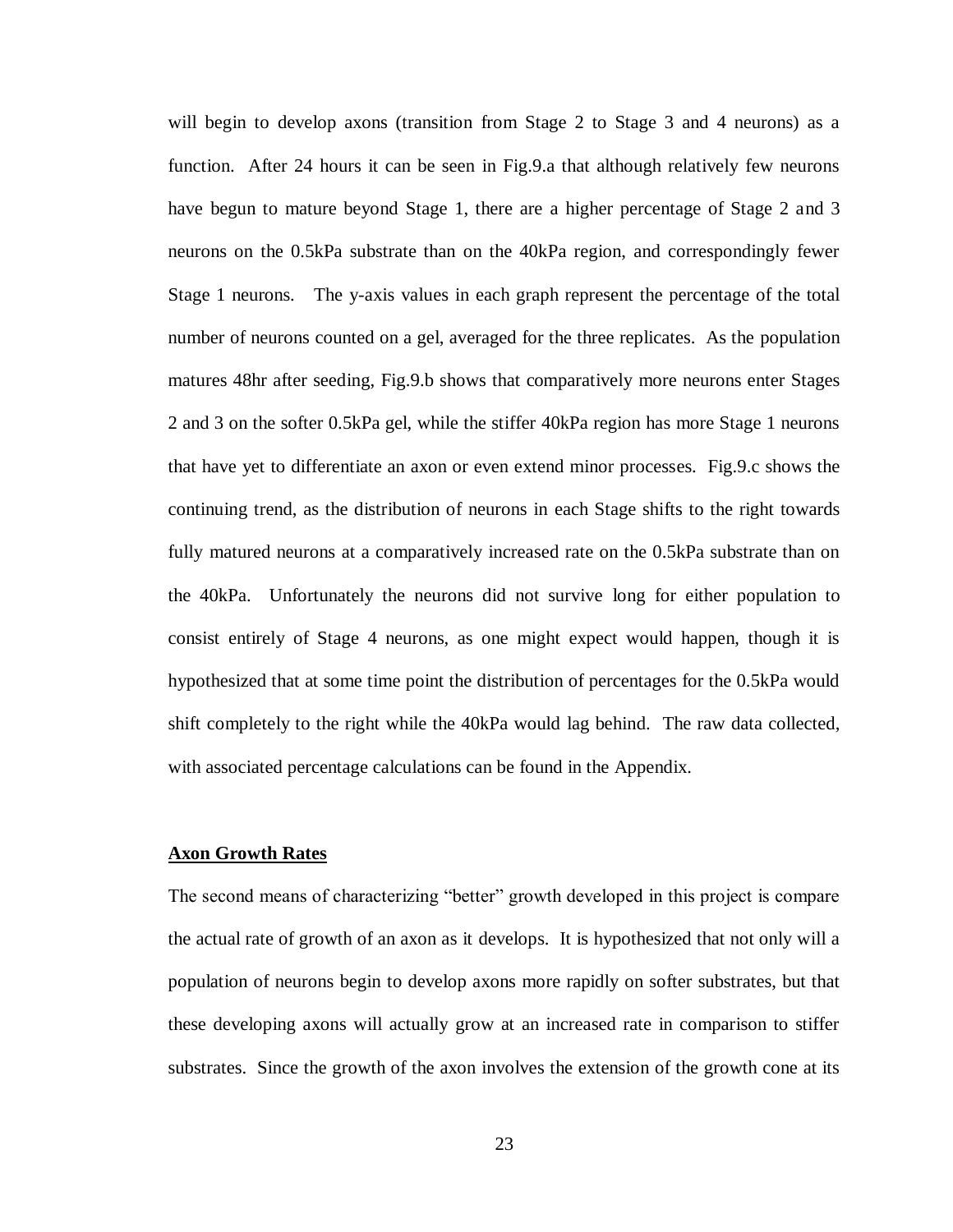will begin to develop axons (transition from Stage 2 to Stage 3 and 4 neurons) as a function. After 24 hours it can be seen in Fig.9.a that although relatively few neurons have begun to mature beyond Stage 1, there are a higher percentage of Stage 2 and 3 neurons on the 0.5kPa substrate than on the 40kPa region, and correspondingly fewer Stage 1 neurons. The y-axis values in each graph represent the percentage of the total number of neurons counted on a gel, averaged for the three replicates. As the population matures 48hr after seeding, Fig.9.b shows that comparatively more neurons enter Stages 2 and 3 on the softer 0.5kPa gel, while the stiffer 40kPa region has more Stage 1 neurons that have yet to differentiate an axon or even extend minor processes. Fig.9.c shows the continuing trend, as the distribution of neurons in each Stage shifts to the right towards fully matured neurons at a comparatively increased rate on the 0.5kPa substrate than on the 40kPa. Unfortunately the neurons did not survive long for either population to consist entirely of Stage 4 neurons, as one might expect would happen, though it is hypothesized that at some time point the distribution of percentages for the 0.5kPa would shift completely to the right while the 40kPa would lag behind. The raw data collected, with associated percentage calculations can be found in the Appendix.

**Axon Growth Rates**

The second means of characterizing "better" growth developed in this project is compare the actual rate of growth of an axon as it develops. It is hypothesized that not only will a population of neurons begin to develop axons more rapidly on softer substrates, but that these developing axons will actually grow at an increased rate in comparison to stiffer substrates. Since the growth of the axon involves the extension of the growth cone at its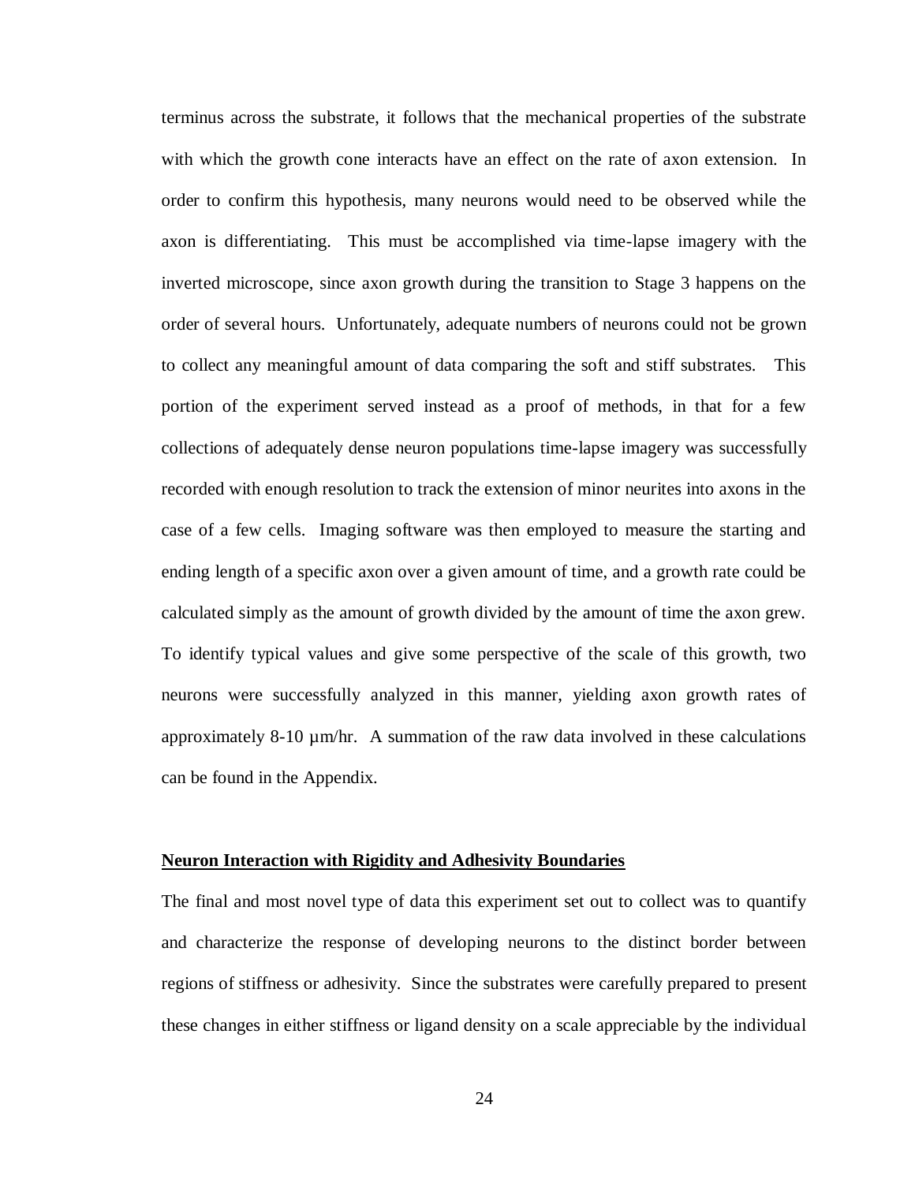terminus across the substrate, it follows that the mechanical properties of the substrate with which the growth cone interacts have an effect on the rate of axon extension. In order to confirm this hypothesis, many neurons would need to be observed while the axon is differentiating. This must be accomplished via time-lapse imagery with the inverted microscope, since axon growth during the transition to Stage 3 happens on the order of several hours. Unfortunately, adequate numbers of neurons could not be grown to collect any meaningful amount of data comparing the soft and stiff substrates. This portion of the experiment served instead as a proof of methods, in that for a few collections of adequately dense neuron populations time-lapse imagery was successfully recorded with enough resolution to track the extension of minor neurites into axons in the case of a few cells. Imaging software was then employed to measure the starting and ending length of a specific axon over a given amount of time, and a growth rate could be calculated simply as the amount of growth divided by the amount of time the axon grew. To identify typical values and give some perspective of the scale of this growth, two neurons were successfully analyzed in this manner, yielding axon growth rates of approximately 8-10 µm/hr. A summation of the raw data involved in these calculations can be found in the Appendix.

**Neuron Interaction with Rigidity and Adhesivity Boundaries**

The final and most novel type of data this experiment set out to collect was to quantify and characterize the response of developing neurons to the distinct border between regions of stiffness or adhesivity. Since the substrates were carefully prepared to present these changes in either stiffness or ligand density on a scale appreciable by the individual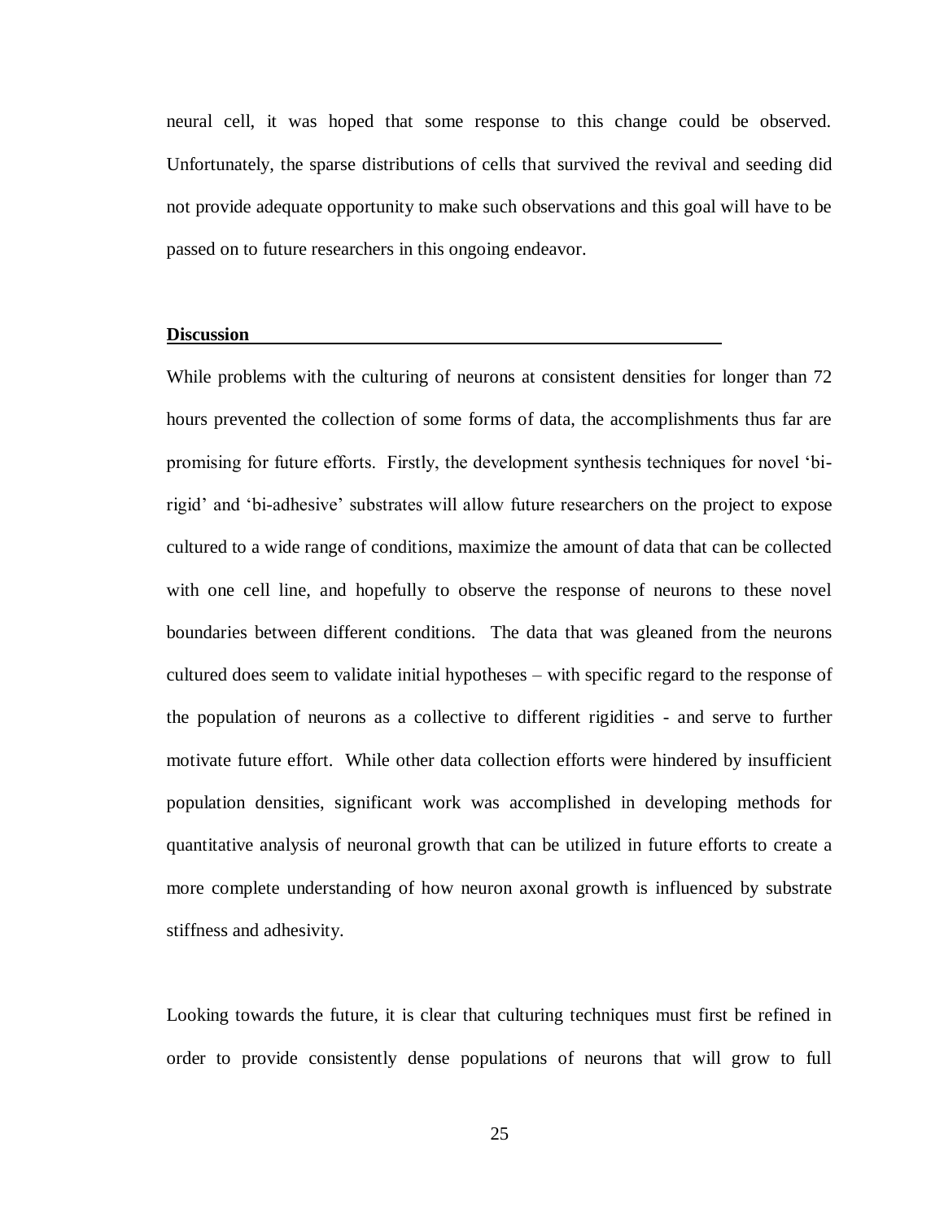neural cell, it was hoped that some response to this change could be observed. Unfortunately, the sparse distributions of cells that survived the revival and seeding did not provide adequate opportunity to make such observations and this goal will have to be passed on to future researchers in this ongoing endeavor.

## Discussion

While problems with the culturing of neurons at consistent densities for longer than 72 hours prevented the collection of some forms of data, the accomplishments thus far are promising for future efforts. Firstly, the development synthesis techniques for novel 'bi-rigid' and 'bi-adhesive' substrates will allow future researchers on the project to expose cultured to a wide range of conditions, maximize the amount of data that can be collected with one cell line, and hopefully to observe the response of neurons to these novel boundaries between different conditions. The data that was gleaned from the neurons cultured does seem to validate initial hypotheses – with specific regard to the response of the population of neurons as a collective to different rigidities - and serve to further motivate future effort. While other data collection efforts were hindered by insufficient population densities, significant work was accomplished in developing methods for quantitative analysis of neuronal growth that can be utilized in future efforts to create a more complete understanding of how neuron axonal growth is influenced by substrate stiffness and adhesivity.

Looking towards the future, it is clear that culturing techniques must first be refined in order to provide consistently dense populations of neurons that will grow to full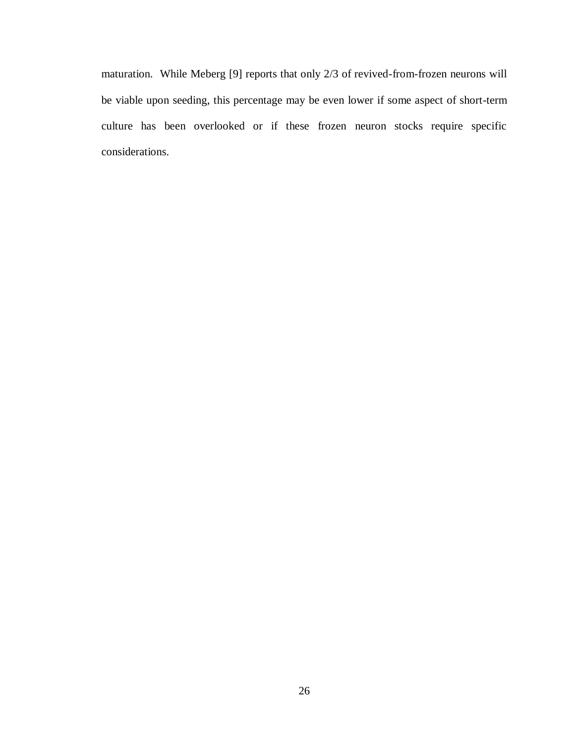maturation. While Meberg [9] reports that only 2/3 of revived-from-frozen neurons will be viable upon seeding, this percentage may be even lower if some aspect of short-term culture has been overlooked or if these frozen neuron stocks require specific considerations.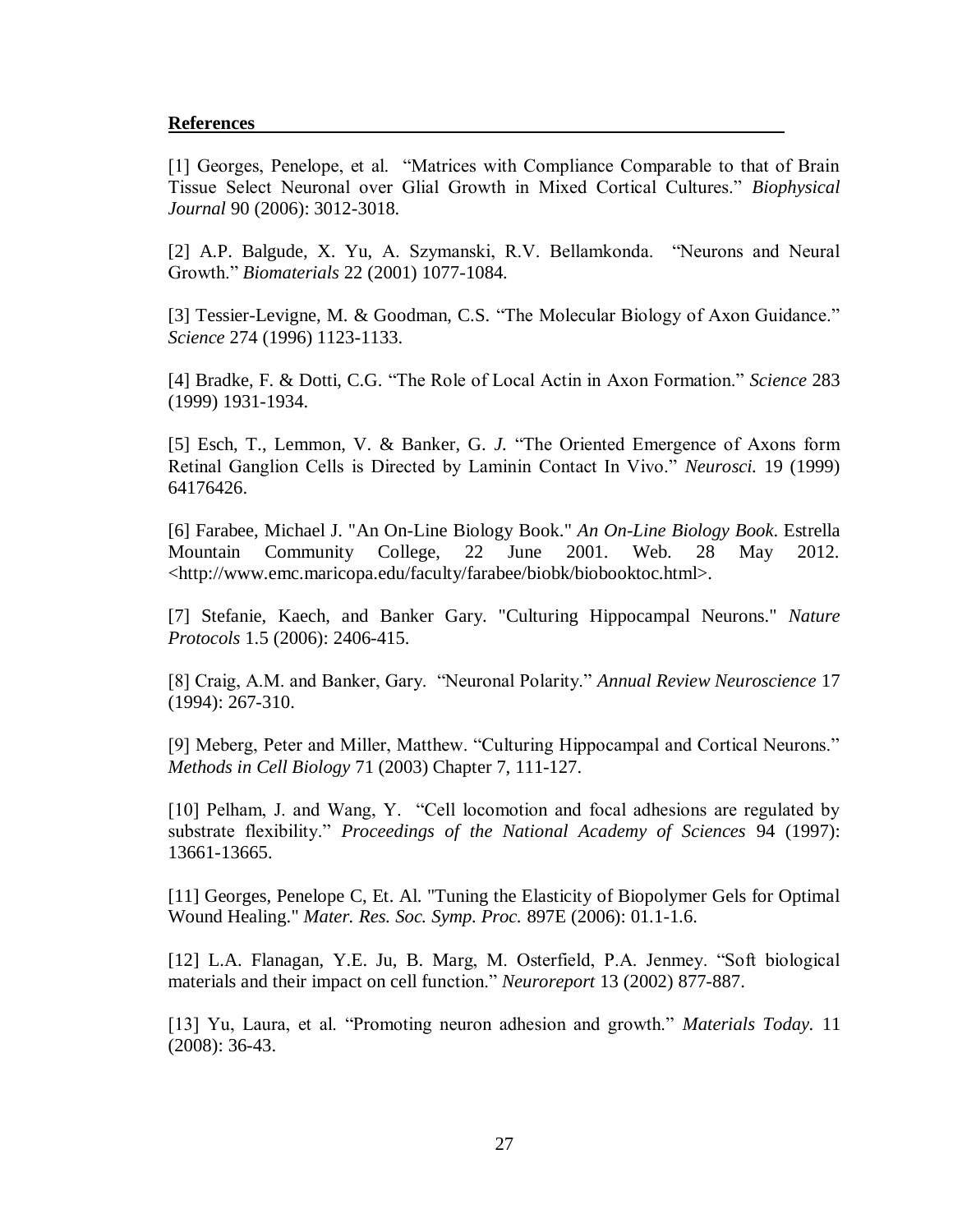**References**

[1] Georges, Penelope, et al. "Matrices with Compliance Comparable to that of Brain Tissue Select Neuronal over Glial Growth in Mixed Cortical Cultures." *Biophysical Journal* 90 (2006): 3012-3018.

[2] A.P. Balgude, X. Yu, A. Szymanski, R.V. Bellamkonda. "Neurons and Neural Growth." *Biomaterials* 22 (2001) 1077-1084.

[3] Tessier-Levigne, M. & Goodman, C.S. "The Molecular Biology of Axon Guidance." *Science* 274 (1996) 1123-1133.

[4] Bradke, F. & Dotti, C.G. "The Role of Local Actin in Axon Formation." *Science* 283 (1999) 1931-1934.

[5] Esch, T., Lemmon, V. & Banker, G. *J.* "The Oriented Emergence of Axons form Retinal Ganglion Cells is Directed by Laminin Contact In Vivo." *Neurosci.* 19 (1999) 64176426.

[6] Farabee, Michael J. "An On-Line Biology Book." *An On-Line Biology Book*. Estrella Mountain Community College, 22 June 2001. Web. 28 May 2012. <http://www.emc.maricopa.edu/faculty/farabee/biobk/biobooktoc.html>.

[7] Stefanie, Kaech, and Banker Gary. "Culturing Hippocampal Neurons." *Nature Protocols* 1.5 (2006): 2406-415.

[8] Craig, A.M. and Banker, Gary. "Neuronal Polarity." *Annual Review Neuroscience* 17 (1994): 267-310.

[9] Meberg, Peter and Miller, Matthew. "Culturing Hippocampal and Cortical Neurons." *Methods in Cell Biology* 71 (2003) Chapter 7, 111-127.

[10] Pelham, J. and Wang, Y. "Cell locomotion and focal adhesions are regulated by substrate flexibility." *Proceedings of the National Academy of Sciences* 94 (1997): 13661-13665.

[11] Georges, Penelope C, Et. Al. "Tuning the Elasticity of Biopolymer Gels for Optimal Wound Healing." *Mater. Res. Soc. Symp. Proc.* 897E (2006): 01.1-1.6.

[12] L.A. Flanagan, Y.E. Ju, B. Marg, M. Osterfield, P.A. Jenmey. "Soft biological materials and their impact on cell function." *Neuroreport* 13 (2002) 877-887.

[13] Yu, Laura, et al. "Promoting neuron adhesion and growth." *Materials Today.* 11 (2008): 36-43.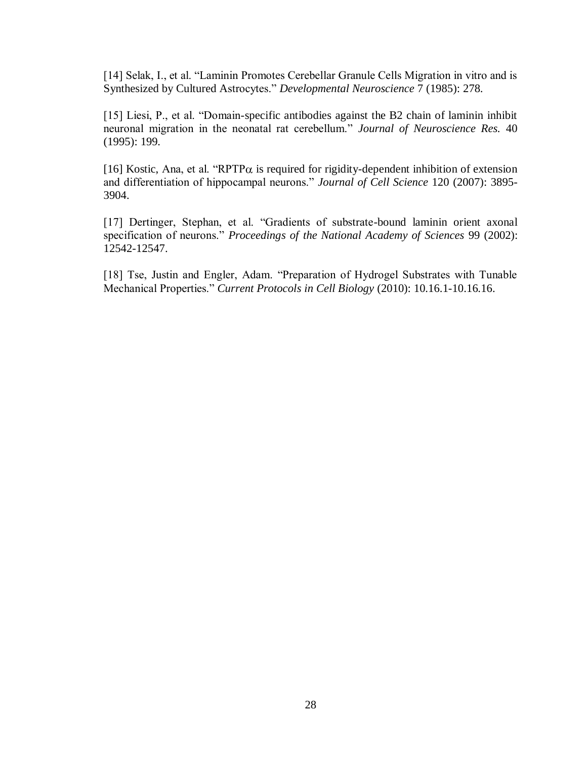[14] Selak, I., et al. “Laminin Promotes Cerebellar Granule Cells Migration in vitro and is Synthesized by Cultured Astrocytes.” *Developmental Neuroscience* 7 (1985): 278.

[15] Liesi, P., et al. “Domain-specific antibodies against the B2 chain of laminin inhibit neuronal migration in the neonatal rat cerebellum.” *Journal of Neuroscience Res.* 40 (1995): 199.

[16] Kostic, Ana, et al. “RPTP$\alpha$ is required for rigidity-dependent inhibition of extension and differentiation of hippocampal neurons.” *Journal of Cell Science* 120 (2007): 3895-3904.

[17] Dertinger, Stephan, et al. “Gradients of substrate-bound laminin orient axonal specification of neurons.” *Proceedings of the National Academy of Sciences* 99 (2002): 12542-12547.

[18] Tse, Justin and Engler, Adam. “Preparation of Hydrogel Substrates with Tunable Mechanical Properties.” *Current Protocols in Cell Biology* (2010): 10.16.1-10.16.16.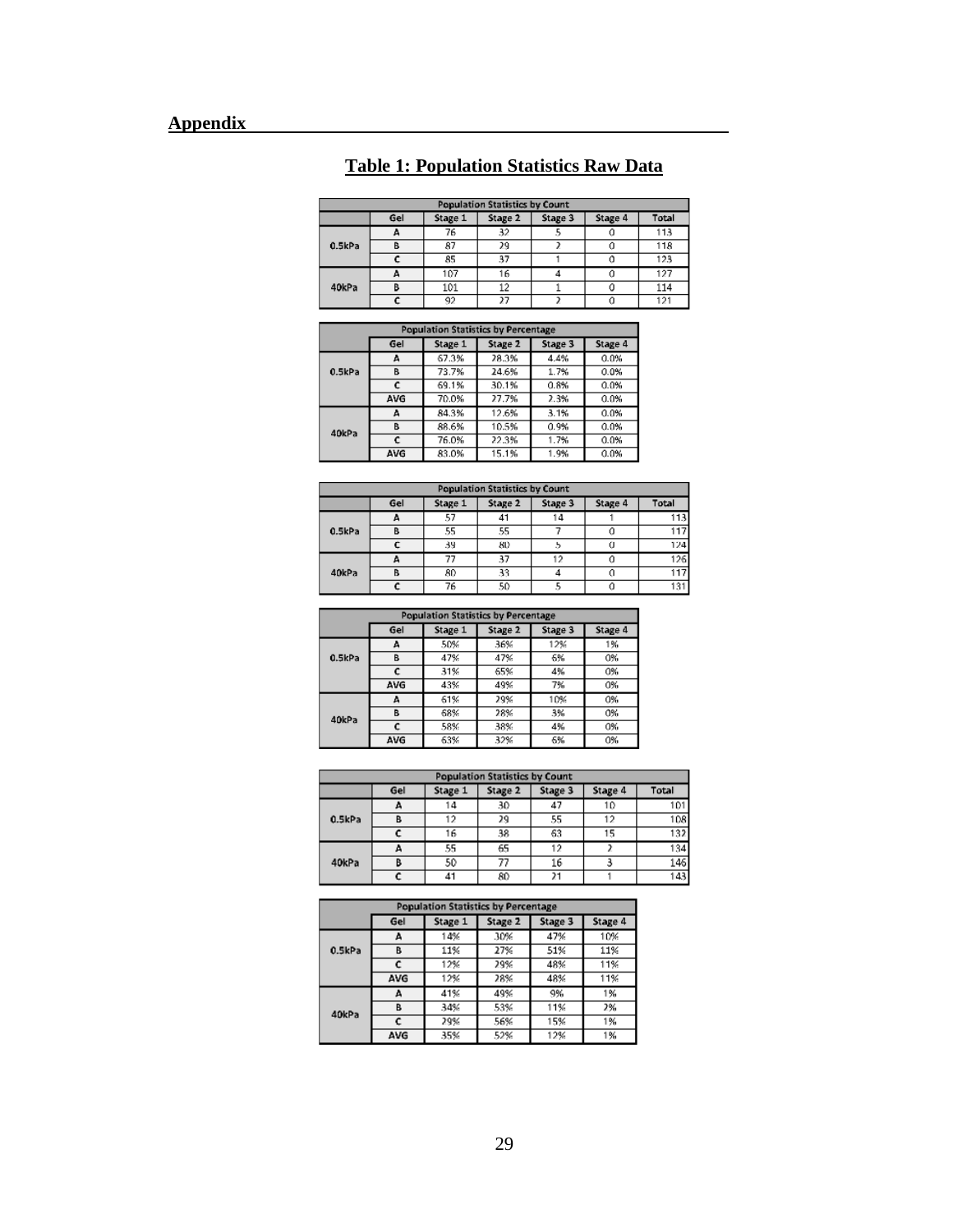## Appendix

### Table 1: Population Statistics Raw Data

| Population Statistics by Count | | | | | | |
|---|---|---|---|---|---|---|
| | Gel | Stage 1 | Stage 2 | Stage 3 | Stage 4 | Total |
| 0.5kPa | A | 76 | 32 | 5 | 0 | 113 |
| | B | 87 | 29 | 2 | 0 | 118 |
| | C | 85 | 37 | 1 | 0 | 123 |
| 40kPa | A | 107 | 16 | 4 | 0 | 127 |
| | B | 101 | 12 | 1 | 0 | 114 |
| | C | 92 | 27 | 2 | 0 | 121 |

| Population Statistics by Percentage | | | | | |
|---|---|---|---|---|---|
| | Gel | Stage 1 | Stage 2 | Stage 3 | Stage 4 |
| 0.5kPa | A | 67.3% | 28.3% | 4.4% | 0.0% |
| | B | 73.7% | 24.6% | 1.7% | 0.0% |
| | C | 69.1% | 30.1% | 0.8% | 0.0% |
| | AVG | 70.0% | 27.7% | 2.3% | 0.0% |
| 40kPa | A | 84.3% | 12.6% | 3.1% | 0.0% |
| | B | 88.6% | 10.5% | 0.9% | 0.0% |
| | C | 76.0% | 22.3% | 1.7% | 0.0% |
| | AVG | 83.0% | 15.1% | 1.9% | 0.0% |

| Population Statistics by Count | | | | | | |
|---|---|---|---|---|---|---|
| | Gel | Stage 1 | Stage 2 | Stage 3 | Stage 4 | Total |
| 0.5kPa | A | 57 | 41 | 14 | 1 | 113 |
| | B | 55 | 55 | 7 | 0 | 117 |
| | C | 39 | 80 | 5 | 0 | 124 |
| 40kPa | A | 77 | 37 | 12 | 0 | 126 |
| | B | 80 | 33 | 4 | 0 | 117 |
| | C | 76 | 50 | 5 | 0 | 131 |

| Population Statistics by Percentage | | | | | |
|---|---|---|---|---|---|
| | Gel | Stage 1 | Stage 2 | Stage 3 | Stage 4 |
| 0.5kPa | A | 50% | 36% | 12% | 1% |
| | B | 47% | 47% | 6% | 0% |
| | C | 31% | 65% | 4% | 0% |
| | AVG | 43% | 49% | 7% | 0% |
| 40kPa | A | 61% | 29% | 10% | 0% |
| | B | 68% | 28% | 3% | 0% |
| | C | 58% | 38% | 4% | 0% |
| | AVG | 63% | 32% | 6% | 0% |

| Population Statistics by Count | | | | | | |
|---|---|---|---|---|---|---|
| | Gel | Stage 1 | Stage 2 | Stage 3 | Stage 4 | Total |
| 0.5kPa | A | 14 | 30 | 47 | 10 | 101 |
| | B | 12 | 29 | 55 | 12 | 108 |
| | C | 16 | 38 | 63 | 15 | 132 |
| 40kPa | A | 55 | 65 | 12 | 2 | 134 |
| | B | 50 | 77 | 16 | 3 | 146 |
| | C | 41 | 80 | 21 | 1 | 143 |

| Population Statistics by Percentage | | | | | |
|---|---|---|---|---|---|
| | Gel | Stage 1 | Stage 2 | Stage 3 | Stage 4 |
| 0.5kPa | A | 14% | 30% | 47% | 10% |
| | B | 11% | 27% | 51% | 11% |
| | C | 12% | 29% | 48% | 11% |
| | AVG | 12% | 28% | 48% | 11% |
| 40kPa | A | 41% | 49% | 9% | 1% |
| | B | 34% | 53% | 11% | 2% |
| | C | 29% | 56% | 15% | 1% |
| | AVG | 35% | 52% | 12% | 1% |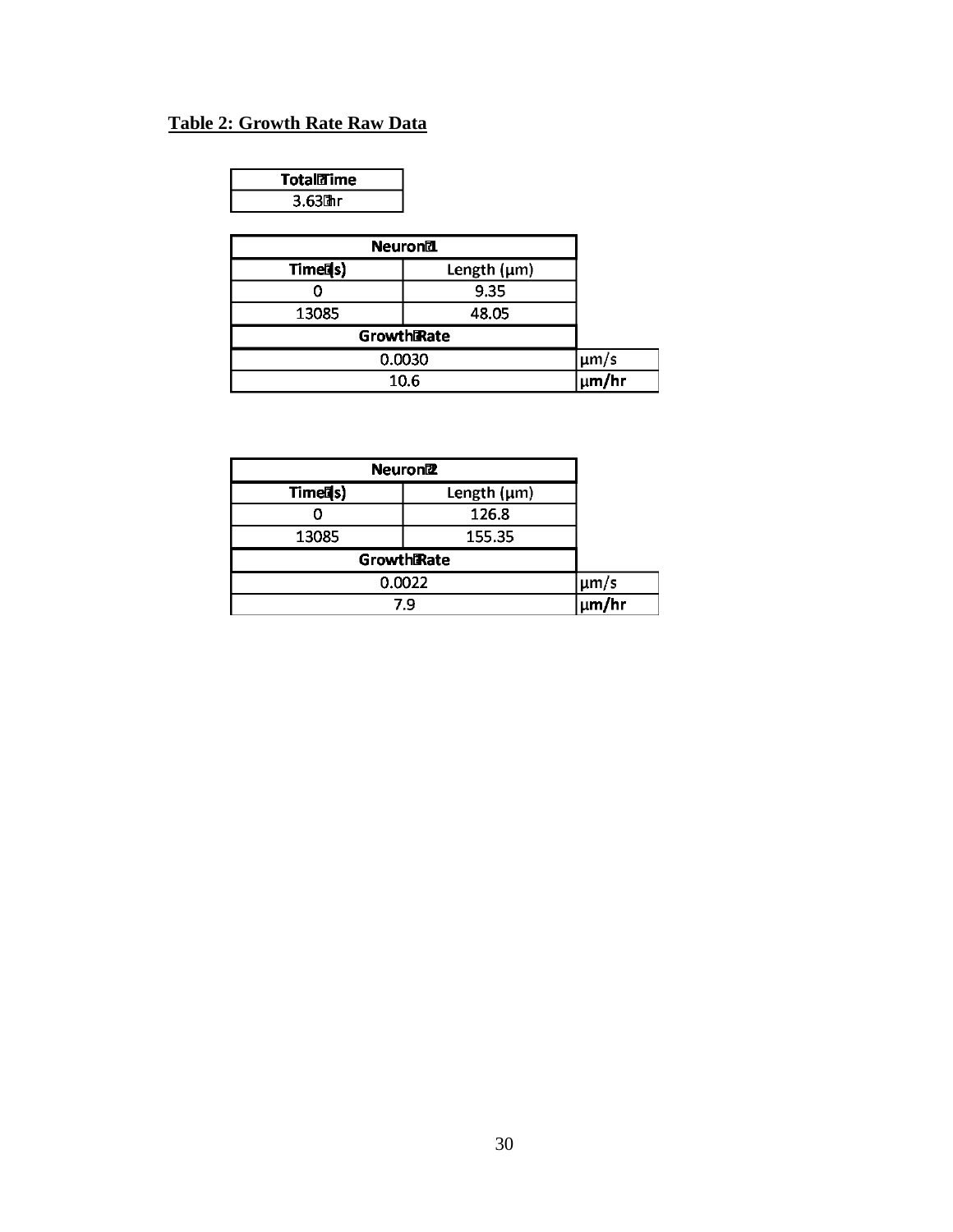**Table 2: Growth Rate Raw Data**

| Total Time |
| --- |
| 3.63 hr |

| Neuron 1 | | |
| --- | --- | --- |
| Time (s) | Length (μm) | |
| 0 | 9.35 | |
| 13085 | 48.05 | |
| Growth Rate | | |
| 0.0030 | | μm/s |
| 10.6 | | μm/hr |

| Neuron 2 | | |
| --- | --- | --- |
| Time (s) | Length (μm) | |
| 0 | 126.8 | |
| 13085 | 155.35 | |
| Growth Rate | | |
| 0.0022 | | μm/s |
| 7.9 | | μm/hr |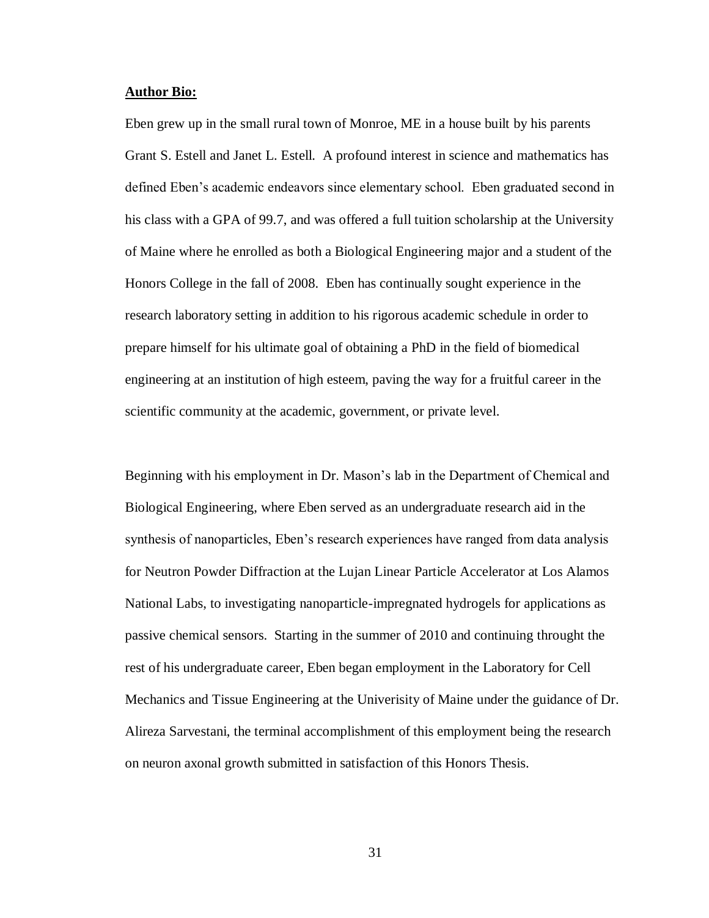**Author Bio:**

Eben grew up in the small rural town of Monroe, ME in a house built by his parents Grant S. Estell and Janet L. Estell. A profound interest in science and mathematics has defined Eben's academic endeavors since elementary school. Eben graduated second in his class with a GPA of 99.7, and was offered a full tuition scholarship at the University of Maine where he enrolled as both a Biological Engineering major and a student of the Honors College in the fall of 2008. Eben has continually sought experience in the research laboratory setting in addition to his rigorous academic schedule in order to prepare himself for his ultimate goal of obtaining a PhD in the field of biomedical engineering at an institution of high esteem, paving the way for a fruitful career in the scientific community at the academic, government, or private level.

Beginning with his employment in Dr. Mason's lab in the Department of Chemical and Biological Engineering, where Eben served as an undergraduate research aid in the synthesis of nanoparticles, Eben's research experiences have ranged from data analysis for Neutron Powder Diffraction at the Lujan Linear Particle Accelerator at Los Alamos National Labs, to investigating nanoparticle-impregnated hydrogels for applications as passive chemical sensors. Starting in the summer of 2010 and continuing throught the rest of his undergraduate career, Eben began employment in the Laboratory for Cell Mechanics and Tissue Engineering at the Univerisity of Maine under the guidance of Dr. Alireza Sarvestani, the terminal accomplishment of this employment being the research on neuron axonal growth submitted in satisfaction of this Honors Thesis.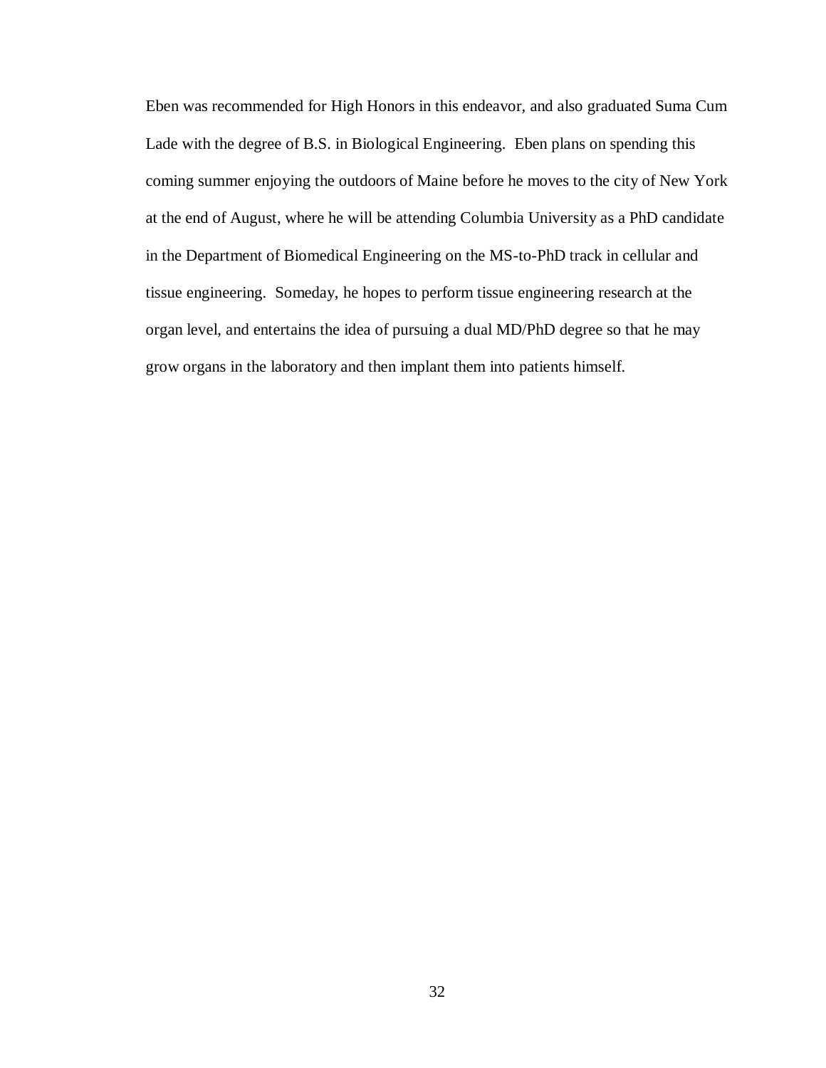Eben was recommended for High Honors in this endeavor, and also graduated Suma Cum Lade with the degree of B.S. in Biological Engineering. Eben plans on spending this coming summer enjoying the outdoors of Maine before he moves to the city of New York at the end of August, where he will be attending Columbia University as a PhD candidate in the Department of Biomedical Engineering on the MS-to-PhD track in cellular and tissue engineering. Someday, he hopes to perform tissue engineering research at the organ level, and entertains the idea of pursuing a dual MD/PhD degree so that he may grow organs in the laboratory and then implant them into patients himself.